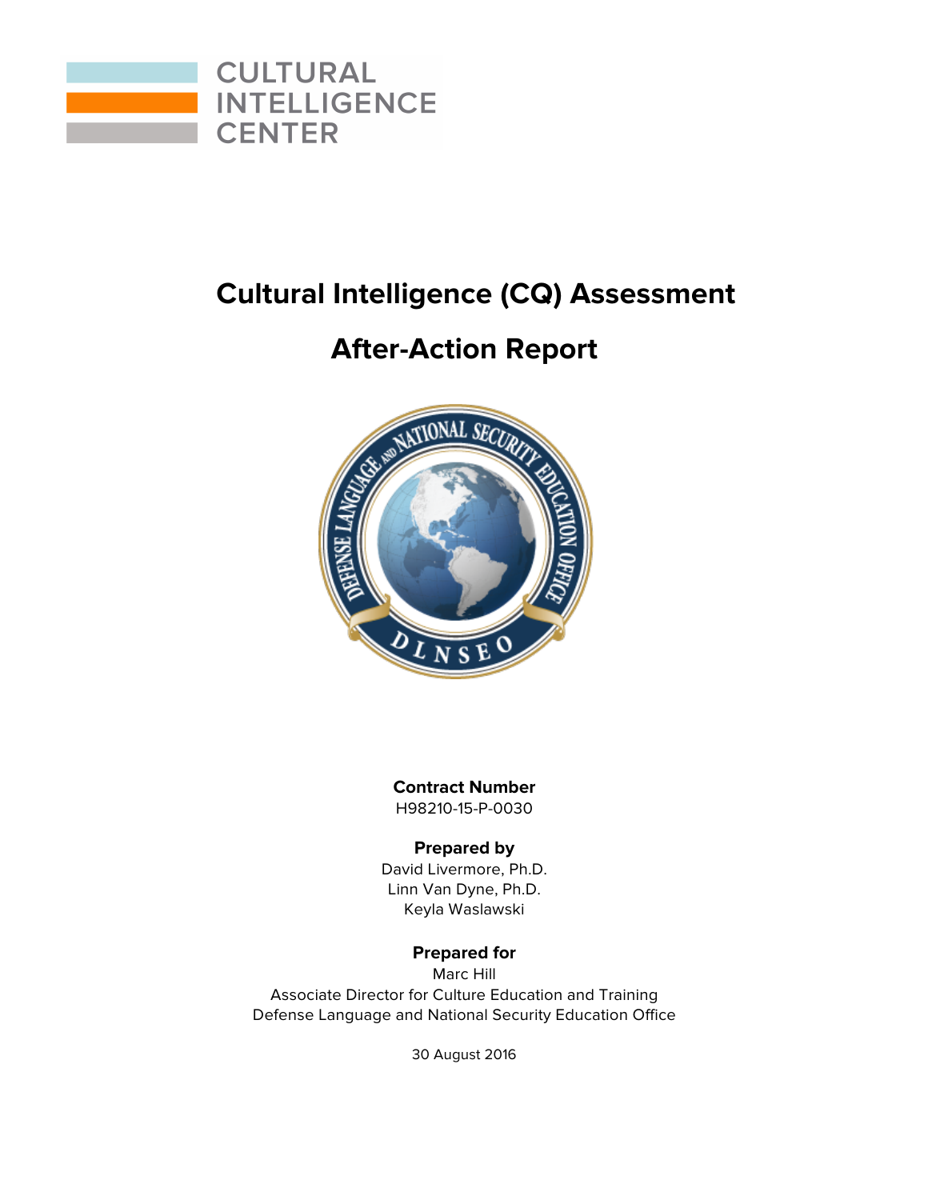CULTURAL INTELLIGENCE CENTER

# Cultural Intelligence (CQ) Assessment

# After-Action Report

**Contract Number**
H98210-15-P-0030

**Prepared by**
David Livermore, Ph.D.
Linn Van Dyne, Ph.D.
Keyla Waslawski

**Prepared for**
Marc Hill
Associate Director for Culture Education and Training
Defense Language and National Security Education Office

30 August 2016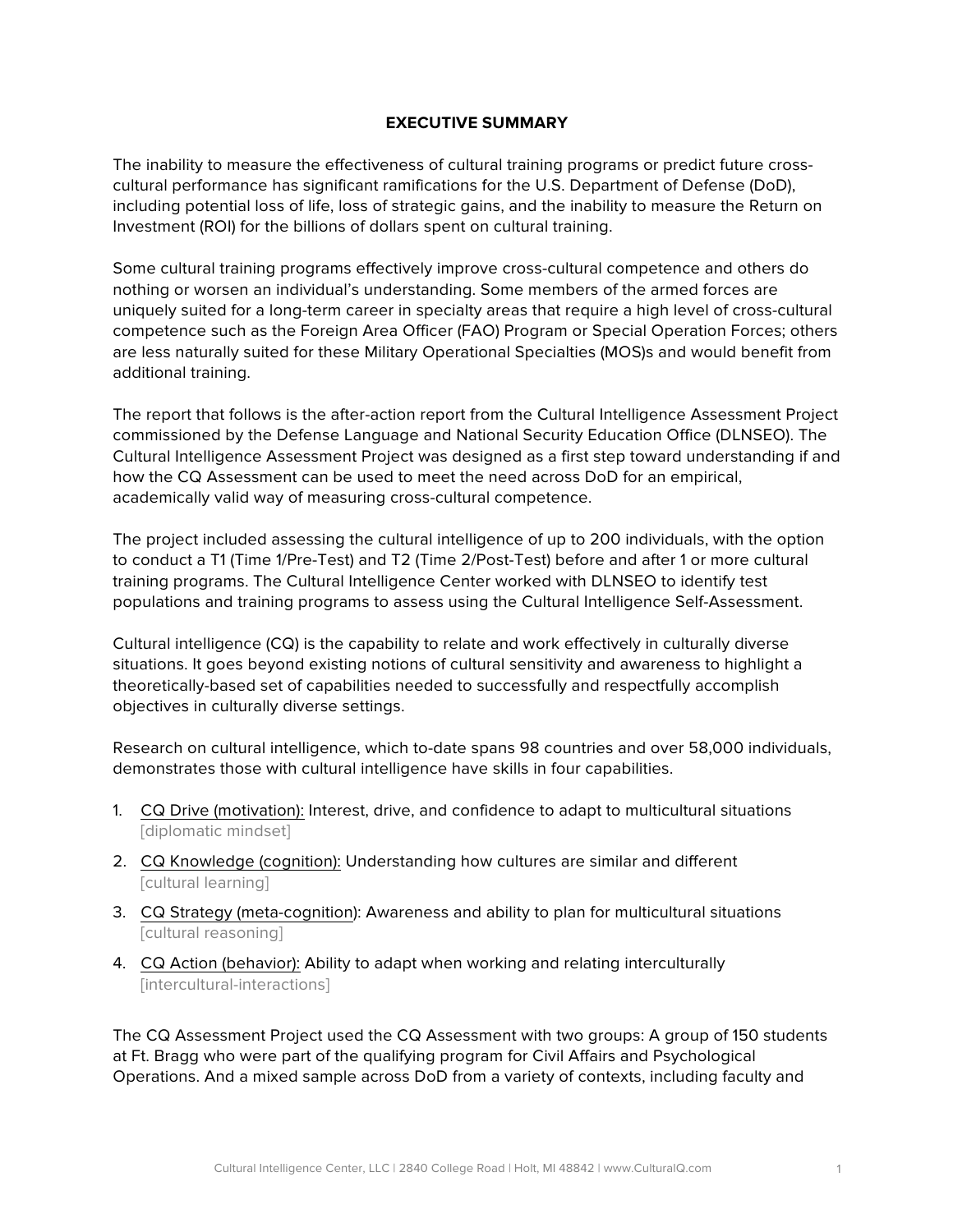## EXECUTIVE SUMMARY

The inability to measure the effectiveness of cultural training programs or predict future cross-cultural performance has significant ramifications for the U.S. Department of Defense (DoD), including potential loss of life, loss of strategic gains, and the inability to measure the Return on Investment (ROI) for the billions of dollars spent on cultural training.

Some cultural training programs effectively improve cross-cultural competence and others do nothing or worsen an individual's understanding. Some members of the armed forces are uniquely suited for a long-term career in specialty areas that require a high level of cross-cultural competence such as the Foreign Area Officer (FAO) Program or Special Operation Forces; others are less naturally suited for these Military Operational Specialties (MOS)s and would benefit from additional training.

The report that follows is the after-action report from the Cultural Intelligence Assessment Project commissioned by the Defense Language and National Security Education Office (DLNSEO). The Cultural Intelligence Assessment Project was designed as a first step toward understanding if and how the CQ Assessment can be used to meet the need across DoD for an empirical, academically valid way of measuring cross-cultural competence.

The project included assessing the cultural intelligence of up to 200 individuals, with the option to conduct a T1 (Time 1/Pre-Test) and T2 (Time 2/Post-Test) before and after 1 or more cultural training programs. The Cultural Intelligence Center worked with DLNSEO to identify test populations and training programs to assess using the Cultural Intelligence Self-Assessment.

Cultural intelligence (CQ) is the capability to relate and work effectively in culturally diverse situations. It goes beyond existing notions of cultural sensitivity and awareness to highlight a theoretically-based set of capabilities needed to successfully and respectfully accomplish objectives in culturally diverse settings.

Research on cultural intelligence, which to-date spans 98 countries and over 58,000 individuals, demonstrates those with cultural intelligence have skills in four capabilities.

1. CQ Drive (motivation): Interest, drive, and confidence to adapt to multicultural situations [diplomatic mindset]
2. CQ Knowledge (cognition): Understanding how cultures are similar and different [cultural learning]
3. CQ Strategy (meta-cognition): Awareness and ability to plan for multicultural situations [cultural reasoning]
4. CQ Action (behavior): Ability to adapt when working and relating interculturally [intercultural-interactions]

The CQ Assessment Project used the CQ Assessment with two groups: A group of 150 students at Ft. Bragg who were part of the qualifying program for Civil Affairs and Psychological Operations. And a mixed sample across DoD from a variety of contexts, including faculty and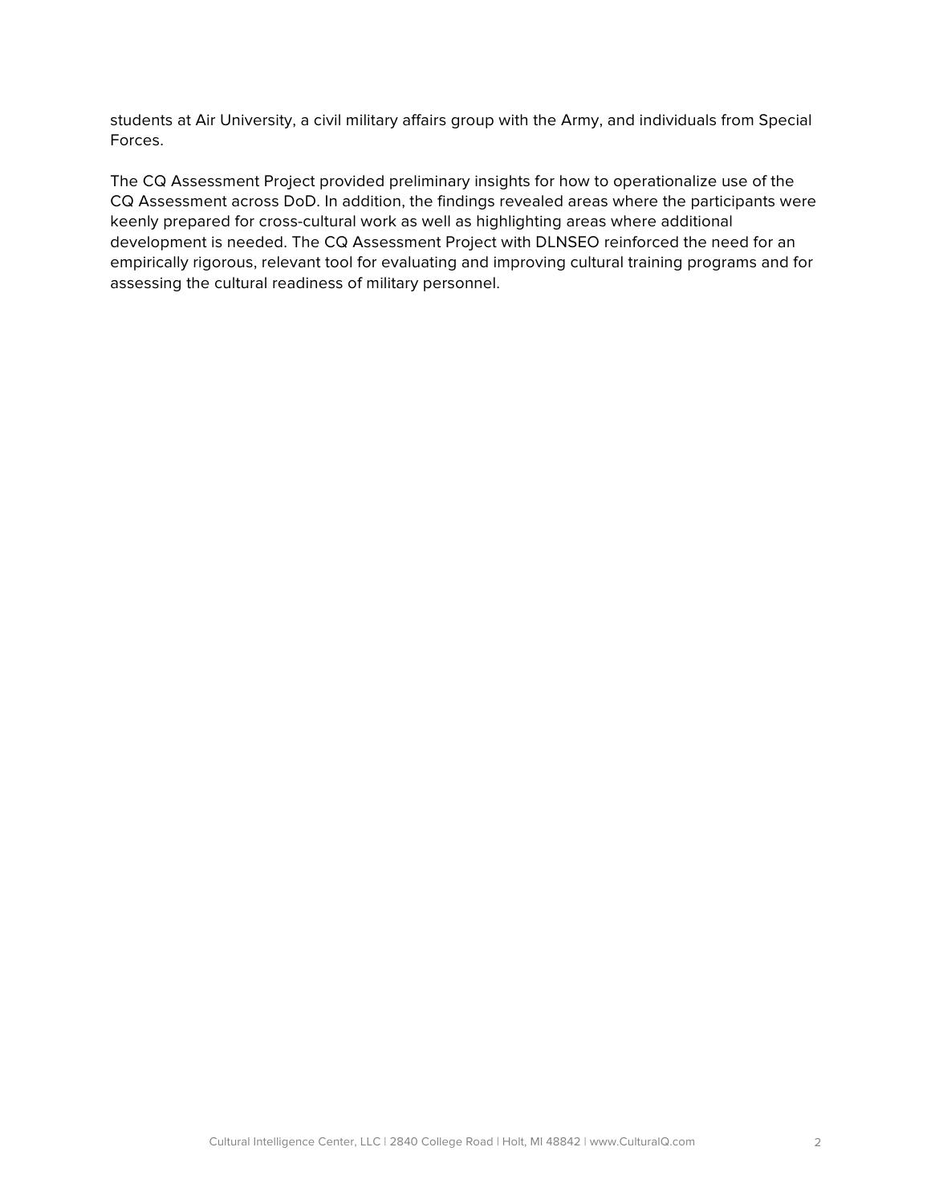students at Air University, a civil military affairs group with the Army, and individuals from Special Forces.

The CQ Assessment Project provided preliminary insights for how to operationalize use of the CQ Assessment across DoD. In addition, the findings revealed areas where the participants were keenly prepared for cross-cultural work as well as highlighting areas where additional development is needed. The CQ Assessment Project with DLNSEO reinforced the need for an empirically rigorous, relevant tool for evaluating and improving cultural training programs and for assessing the cultural readiness of military personnel.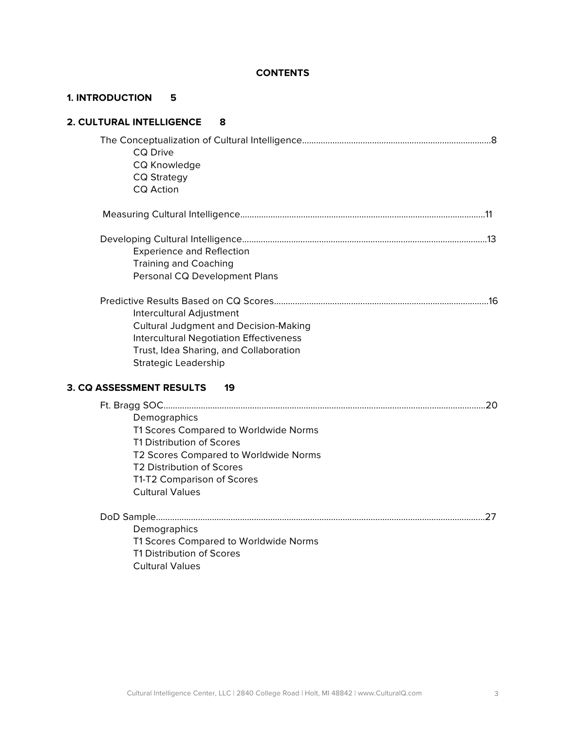**CONTENTS**

**1. INTRODUCTION 5**

**2. CULTURAL INTELLIGENCE 8**

The Conceptualization of Cultural Intelligence........8
- CQ Drive
- CQ Knowledge
- CQ Strategy
- CQ Action

Measuring Cultural Intelligence........11

Developing Cultural Intelligence........13
- Experience and Reflection
- Training and Coaching
- Personal CQ Development Plans

Predictive Results Based on CQ Scores........16
- Intercultural Adjustment
- Cultural Judgment and Decision-Making
- Intercultural Negotiation Effectiveness
- Trust, Idea Sharing, and Collaboration
- Strategic Leadership

**3. CQ ASSESSMENT RESULTS 19**

Ft. Bragg SOC........20
- Demographics
- T1 Scores Compared to Worldwide Norms
- T1 Distribution of Scores
- T2 Scores Compared to Worldwide Norms
- T2 Distribution of Scores
- T1-T2 Comparison of Scores
- Cultural Values

DoD Sample........27
- Demographics
- T1 Scores Compared to Worldwide Norms
- T1 Distribution of Scores
- Cultural Values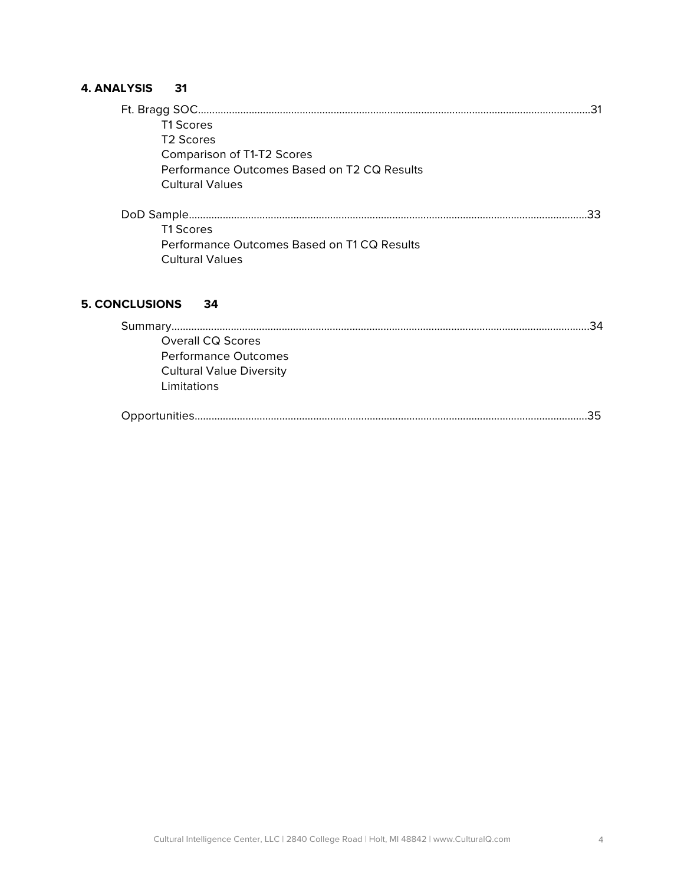**4. ANALYSIS 31**

Ft. Bragg SOC....................................................................................................31

- T1 Scores
- T2 Scores
- Comparison of T1-T2 Scores
- Performance Outcomes Based on T2 CQ Results
- Cultural Values

DoD Sample........................................................................................................33

- T1 Scores
- Performance Outcomes Based on T1 CQ Results
- Cultural Values

**5. CONCLUSIONS 34**

Summary.............................................................................................................34

- Overall CQ Scores
- Performance Outcomes
- Cultural Value Diversity
- Limitations

Opportunities......................................................................................................35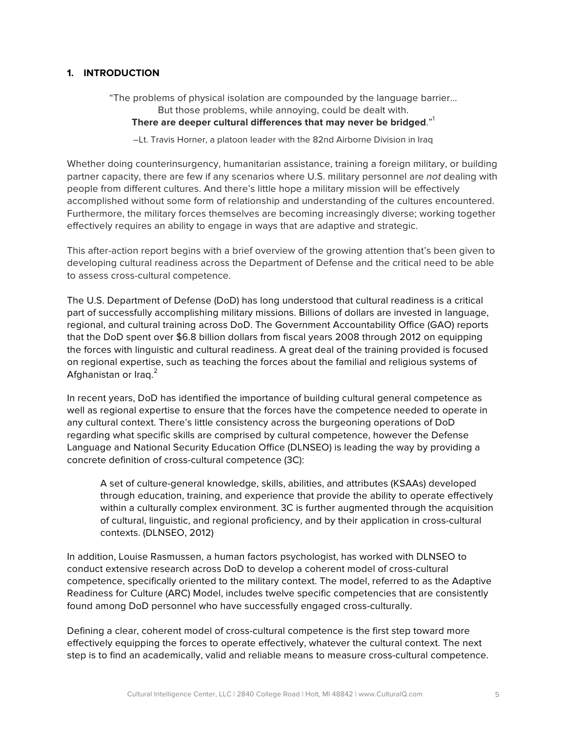## 1. INTRODUCTION

> "The problems of physical isolation are compounded by the language barrier… But those problems, while annoying, could be dealt with. **There are deeper cultural differences that may never be bridged**."[1]
>
> –Lt. Travis Horner, a platoon leader with the 82nd Airborne Division in Iraq

Whether doing counterinsurgency, humanitarian assistance, training a foreign military, or building partner capacity, there are few if any scenarios where U.S. military personnel are *not* dealing with people from different cultures. And there's little hope a military mission will be effectively accomplished without some form of relationship and understanding of the cultures encountered. Furthermore, the military forces themselves are becoming increasingly diverse; working together effectively requires an ability to engage in ways that are adaptive and strategic.

This after-action report begins with a brief overview of the growing attention that's been given to developing cultural readiness across the Department of Defense and the critical need to be able to assess cross-cultural competence.

The U.S. Department of Defense (DoD) has long understood that cultural readiness is a critical part of successfully accomplishing military missions. Billions of dollars are invested in language, regional, and cultural training across DoD. The Government Accountability Office (GAO) reports that the DoD spent over $6.8 billion dollars from fiscal years 2008 through 2012 on equipping the forces with linguistic and cultural readiness. A great deal of the training provided is focused on regional expertise, such as teaching the forces about the familial and religious systems of Afghanistan or Iraq.[2]

In recent years, DoD has identified the importance of building cultural general competence as well as regional expertise to ensure that the forces have the competence needed to operate in any cultural context. There's little consistency across the burgeoning operations of DoD regarding what specific skills are comprised by cultural competence, however the Defense Language and National Security Education Office (DLNSEO) is leading the way by providing a concrete definition of cross-cultural competence (3C):

> A set of culture-general knowledge, skills, abilities, and attributes (KSAAs) developed through education, training, and experience that provide the ability to operate effectively within a culturally complex environment. 3C is further augmented through the acquisition of cultural, linguistic, and regional proficiency, and by their application in cross-cultural contexts. (DLNSEO, 2012)

In addition, Louise Rasmussen, a human factors psychologist, has worked with DLNSEO to conduct extensive research across DoD to develop a coherent model of cross-cultural competence, specifically oriented to the military context. The model, referred to as the Adaptive Readiness for Culture (ARC) Model, includes twelve specific competencies that are consistently found among DoD personnel who have successfully engaged cross-culturally.

Defining a clear, coherent model of cross-cultural competence is the first step toward more effectively equipping the forces to operate effectively, whatever the cultural context. The next step is to find an academically, valid and reliable means to measure cross-cultural competence.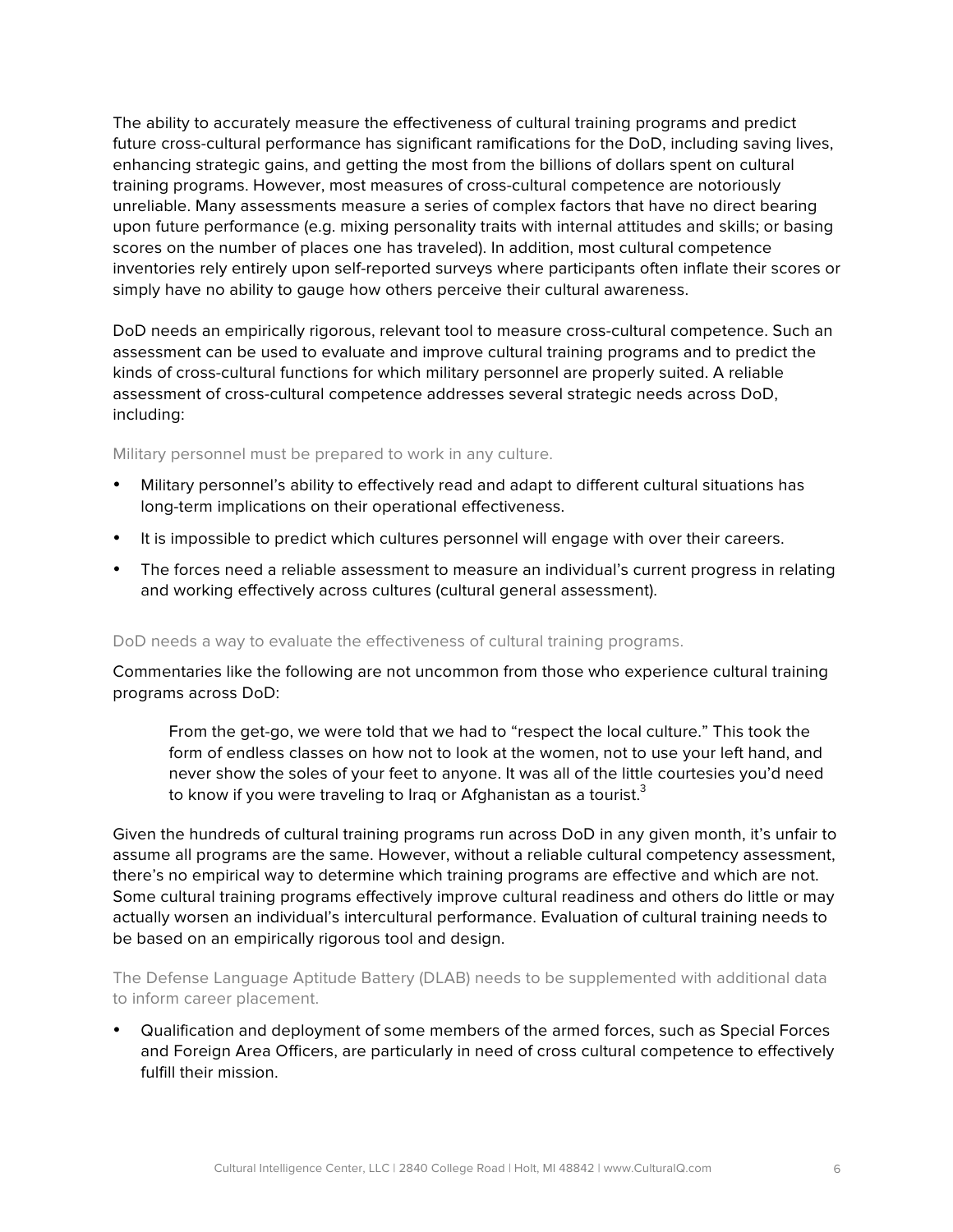The ability to accurately measure the effectiveness of cultural training programs and predict future cross-cultural performance has significant ramifications for the DoD, including saving lives, enhancing strategic gains, and getting the most from the billions of dollars spent on cultural training programs. However, most measures of cross-cultural competence are notoriously unreliable. Many assessments measure a series of complex factors that have no direct bearing upon future performance (e.g. mixing personality traits with internal attitudes and skills; or basing scores on the number of places one has traveled). In addition, most cultural competence inventories rely entirely upon self-reported surveys where participants often inflate their scores or simply have no ability to gauge how others perceive their cultural awareness.

DoD needs an empirically rigorous, relevant tool to measure cross-cultural competence. Such an assessment can be used to evaluate and improve cultural training programs and to predict the kinds of cross-cultural functions for which military personnel are properly suited. A reliable assessment of cross-cultural competence addresses several strategic needs across DoD, including:

### Military personnel must be prepared to work in any culture.

- Military personnel's ability to effectively read and adapt to different cultural situations has long-term implications on their operational effectiveness.
- It is impossible to predict which cultures personnel will engage with over their careers.
- The forces need a reliable assessment to measure an individual's current progress in relating and working effectively across cultures (cultural general assessment).

### DoD needs a way to evaluate the effectiveness of cultural training programs.

Commentaries like the following are not uncommon from those who experience cultural training programs across DoD:

> From the get-go, we were told that we had to "respect the local culture." This took the form of endless classes on how not to look at the women, not to use your left hand, and never show the soles of your feet to anyone. It was all of the little courtesies you'd need to know if you were traveling to Iraq or Afghanistan as a tourist.[3]

Given the hundreds of cultural training programs run across DoD in any given month, it's unfair to assume all programs are the same. However, without a reliable cultural competency assessment, there's no empirical way to determine which training programs are effective and which are not. Some cultural training programs effectively improve cultural readiness and others do little or may actually worsen an individual's intercultural performance. Evaluation of cultural training needs to be based on an empirically rigorous tool and design.

### The Defense Language Aptitude Battery (DLAB) needs to be supplemented with additional data to inform career placement.

- Qualification and deployment of some members of the armed forces, such as Special Forces and Foreign Area Officers, are particularly in need of cross cultural competence to effectively fulfill their mission.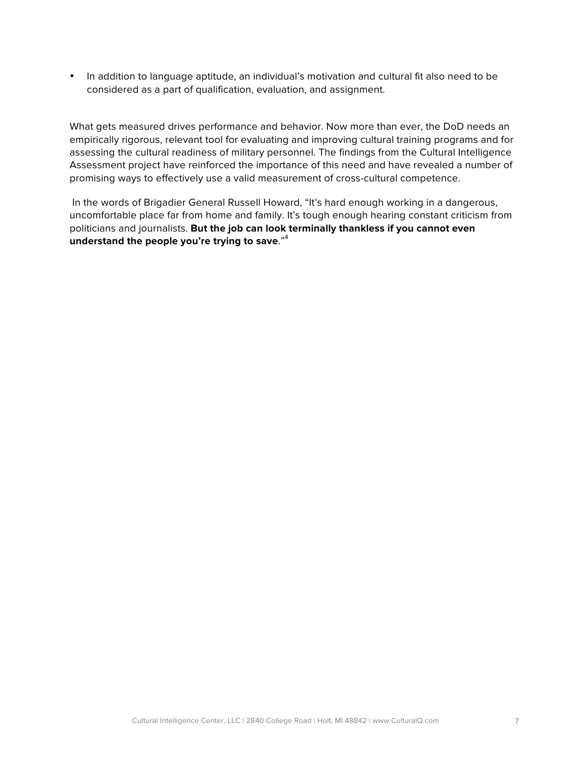- In addition to language aptitude, an individual's motivation and cultural fit also need to be considered as a part of qualification, evaluation, and assignment.

What gets measured drives performance and behavior. Now more than ever, the DoD needs an empirically rigorous, relevant tool for evaluating and improving cultural training programs and for assessing the cultural readiness of military personnel. The findings from the Cultural Intelligence Assessment project have reinforced the importance of this need and have revealed a number of promising ways to effectively use a valid measurement of cross-cultural competence.

In the words of Brigadier General Russell Howard, "It's hard enough working in a dangerous, uncomfortable place far from home and family. It's tough enough hearing constant criticism from politicians and journalists. **But the job can look terminally thankless if you cannot even understand the people you're trying to save**."[4]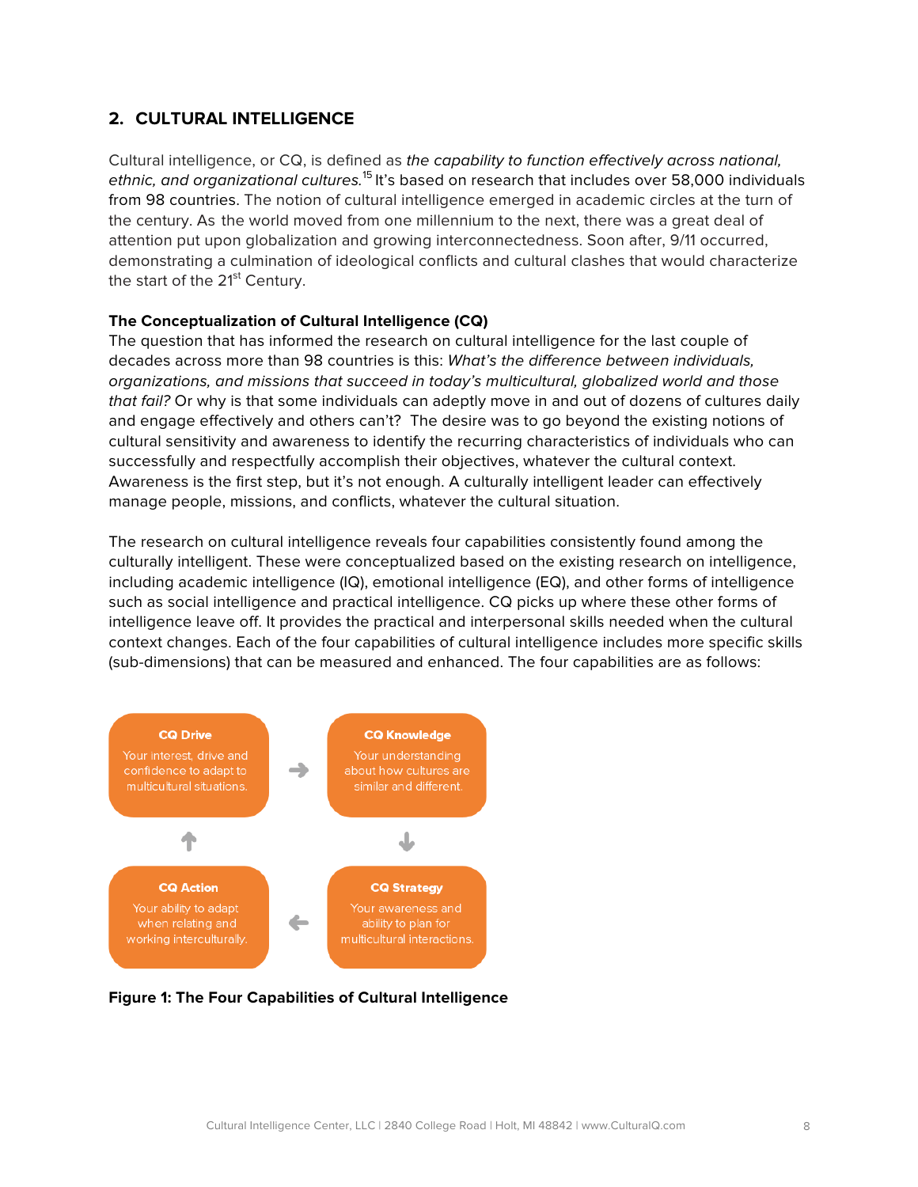## 2. CULTURAL INTELLIGENCE

Cultural intelligence, or CQ, is defined as *the capability to function effectively across national, ethnic, and organizational cultures.*[15] It's based on research that includes over 58,000 individuals from 98 countries. The notion of cultural intelligence emerged in academic circles at the turn of the century. As the world moved from one millennium to the next, there was a great deal of attention put upon globalization and growing interconnectedness. Soon after, 9/11 occurred, demonstrating a culmination of ideological conflicts and cultural clashes that would characterize the start of the 21st Century.

**The Conceptualization of Cultural Intelligence (CQ)**
The question that has informed the research on cultural intelligence for the last couple of decades across more than 98 countries is this: *What's the difference between individuals, organizations, and missions that succeed in today's multicultural, globalized world and those that fail?* Or why is that some individuals can adeptly move in and out of dozens of cultures daily and engage effectively and others can't? The desire was to go beyond the existing notions of cultural sensitivity and awareness to identify the recurring characteristics of individuals who can successfully and respectfully accomplish their objectives, whatever the cultural context. Awareness is the first step, but it's not enough. A culturally intelligent leader can effectively manage people, missions, and conflicts, whatever the cultural situation.

The research on cultural intelligence reveals four capabilities consistently found among the culturally intelligent. These were conceptualized based on the existing research on intelligence, including academic intelligence (IQ), emotional intelligence (EQ), and other forms of intelligence such as social intelligence and practical intelligence. CQ picks up where these other forms of intelligence leave off. It provides the practical and interpersonal skills needed when the cultural context changes. Each of the four capabilities of cultural intelligence includes more specific skills (sub-dimensions) that can be measured and enhanced. The four capabilities are as follows:

**CQ Drive**
Your interest, drive and confidence to adapt to multicultural situations.

**CQ Knowledge**
Your understanding about how cultures are similar and different.

**CQ Strategy**
Your awareness and ability to plan for multicultural interactions.

**CQ Action**
Your ability to adapt when relating and working interculturally.

**Figure 1: The Four Capabilities of Cultural Intelligence**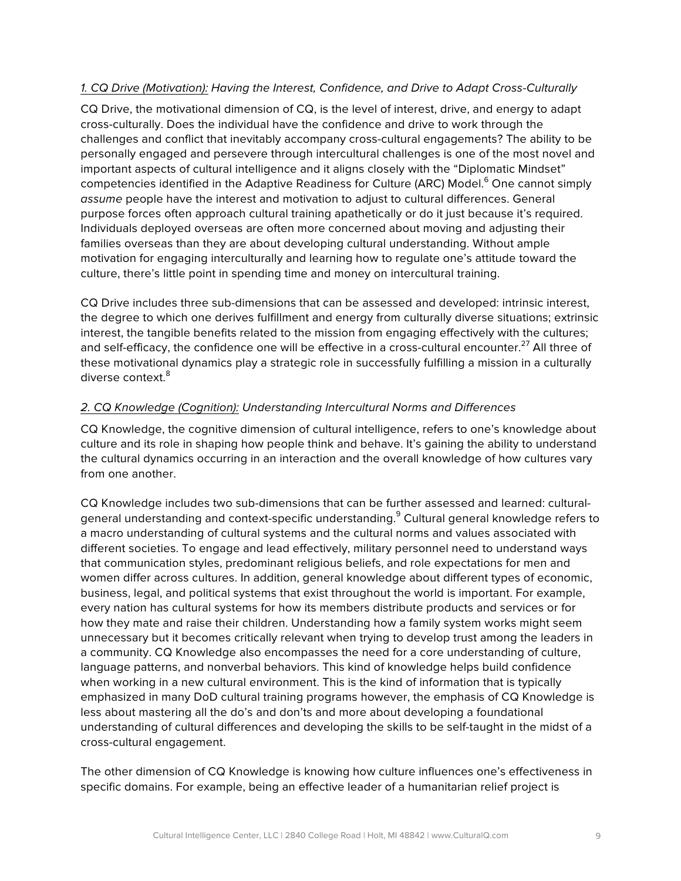*<u>1. CQ Drive (Motivation):</u> Having the Interest, Confidence, and Drive to Adapt Cross-Culturally*

CQ Drive, the motivational dimension of CQ, is the level of interest, drive, and energy to adapt cross-culturally. Does the individual have the confidence and drive to work through the challenges and conflict that inevitably accompany cross-cultural engagements? The ability to be personally engaged and persevere through intercultural challenges is one of the most novel and important aspects of cultural intelligence and it aligns closely with the "Diplomatic Mindset" competencies identified in the Adaptive Readiness for Culture (ARC) Model.[6] One cannot simply *assume* people have the interest and motivation to adjust to cultural differences. General purpose forces often approach cultural training apathetically or do it just because it's required. Individuals deployed overseas are often more concerned about moving and adjusting their families overseas than they are about developing cultural understanding. Without ample motivation for engaging interculturally and learning how to regulate one's attitude toward the culture, there's little point in spending time and money on intercultural training.

CQ Drive includes three sub-dimensions that can be assessed and developed: intrinsic interest, the degree to which one derives fulfillment and energy from culturally diverse situations; extrinsic interest, the tangible benefits related to the mission from engaging effectively with the cultures; and self-efficacy, the confidence one will be effective in a cross-cultural encounter.[27] All three of these motivational dynamics play a strategic role in successfully fulfilling a mission in a culturally diverse context.[8]

*<u>2. CQ Knowledge (Cognition):</u> Understanding Intercultural Norms and Differences*

CQ Knowledge, the cognitive dimension of cultural intelligence, refers to one's knowledge about culture and its role in shaping how people think and behave. It's gaining the ability to understand the cultural dynamics occurring in an interaction and the overall knowledge of how cultures vary from one another.

CQ Knowledge includes two sub-dimensions that can be further assessed and learned: cultural-general understanding and context-specific understanding.[9] Cultural general knowledge refers to a macro understanding of cultural systems and the cultural norms and values associated with different societies. To engage and lead effectively, military personnel need to understand ways that communication styles, predominant religious beliefs, and role expectations for men and women differ across cultures. In addition, general knowledge about different types of economic, business, legal, and political systems that exist throughout the world is important. For example, every nation has cultural systems for how its members distribute products and services or for how they mate and raise their children. Understanding how a family system works might seem unnecessary but it becomes critically relevant when trying to develop trust among the leaders in a community. CQ Knowledge also encompasses the need for a core understanding of culture, language patterns, and nonverbal behaviors. This kind of knowledge helps build confidence when working in a new cultural environment. This is the kind of information that is typically emphasized in many DoD cultural training programs however, the emphasis of CQ Knowledge is less about mastering all the do's and don'ts and more about developing a foundational understanding of cultural differences and developing the skills to be self-taught in the midst of a cross-cultural engagement.

The other dimension of CQ Knowledge is knowing how culture influences one's effectiveness in specific domains. For example, being an effective leader of a humanitarian relief project is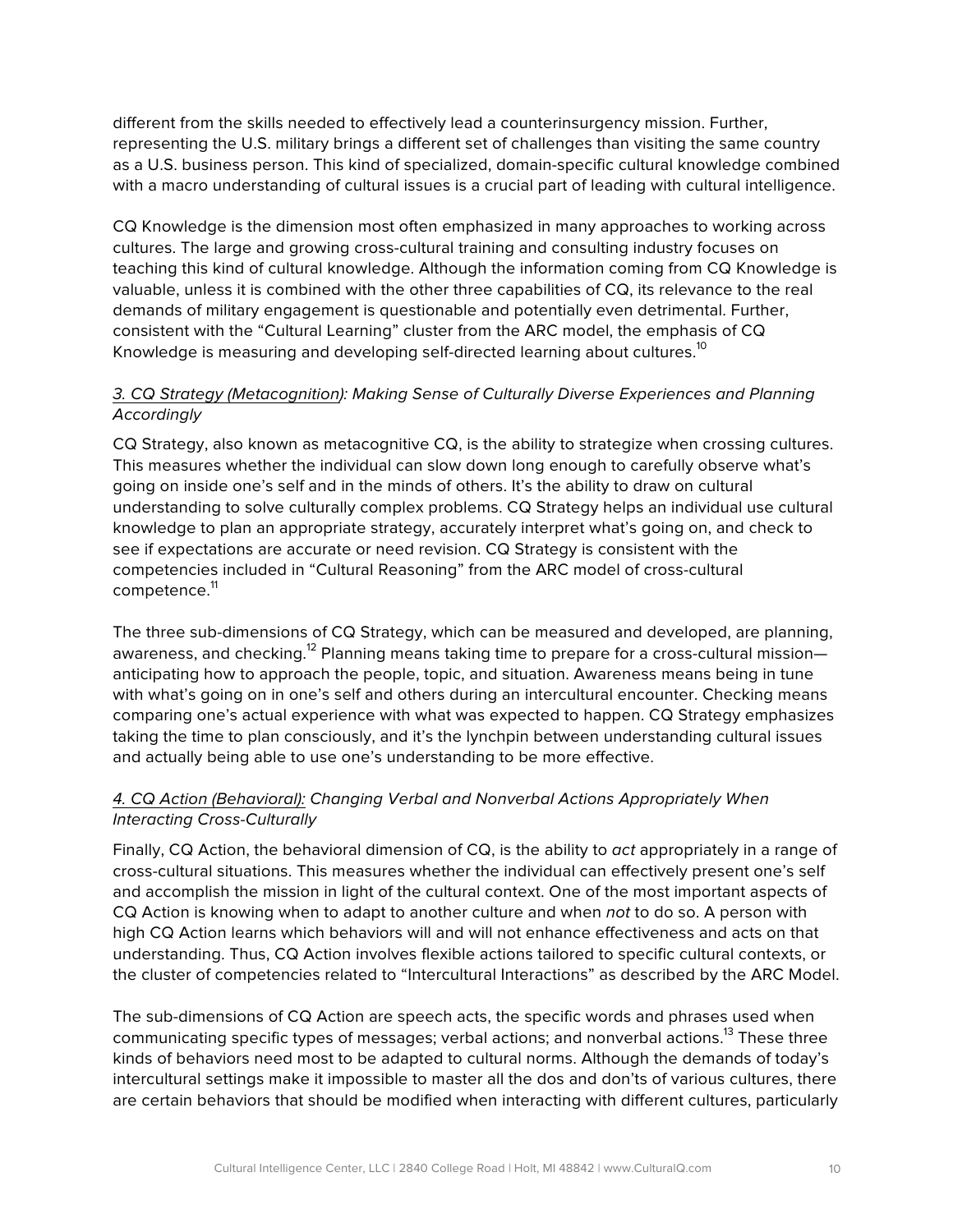different from the skills needed to effectively lead a counterinsurgency mission. Further, representing the U.S. military brings a different set of challenges than visiting the same country as a U.S. business person. This kind of specialized, domain-specific cultural knowledge combined with a macro understanding of cultural issues is a crucial part of leading with cultural intelligence.

CQ Knowledge is the dimension most often emphasized in many approaches to working across cultures. The large and growing cross-cultural training and consulting industry focuses on teaching this kind of cultural knowledge. Although the information coming from CQ Knowledge is valuable, unless it is combined with the other three capabilities of CQ, its relevance to the real demands of military engagement is questionable and potentially even detrimental. Further, consistent with the "Cultural Learning" cluster from the ARC model, the emphasis of CQ Knowledge is measuring and developing self-directed learning about cultures.[10]

*<u>3. CQ Strategy (Metacognition)</u>: Making Sense of Culturally Diverse Experiences and Planning Accordingly*

CQ Strategy, also known as metacognitive CQ, is the ability to strategize when crossing cultures. This measures whether the individual can slow down long enough to carefully observe what's going on inside one's self and in the minds of others. It's the ability to draw on cultural understanding to solve culturally complex problems. CQ Strategy helps an individual use cultural knowledge to plan an appropriate strategy, accurately interpret what's going on, and check to see if expectations are accurate or need revision. CQ Strategy is consistent with the competencies included in "Cultural Reasoning" from the ARC model of cross-cultural competence.[11]

The three sub-dimensions of CQ Strategy, which can be measured and developed, are planning, awareness, and checking.[12] Planning means taking time to prepare for a cross-cultural mission—anticipating how to approach the people, topic, and situation. Awareness means being in tune with what's going on in one's self and others during an intercultural encounter. Checking means comparing one's actual experience with what was expected to happen. CQ Strategy emphasizes taking the time to plan consciously, and it's the lynchpin between understanding cultural issues and actually being able to use one's understanding to be more effective.

*<u>4. CQ Action (Behavioral):</u> Changing Verbal and Nonverbal Actions Appropriately When Interacting Cross-Culturally*

Finally, CQ Action, the behavioral dimension of CQ, is the ability to *act* appropriately in a range of cross-cultural situations. This measures whether the individual can effectively present one's self and accomplish the mission in light of the cultural context. One of the most important aspects of CQ Action is knowing when to adapt to another culture and when *not* to do so. A person with high CQ Action learns which behaviors will and will not enhance effectiveness and acts on that understanding. Thus, CQ Action involves flexible actions tailored to specific cultural contexts, or the cluster of competencies related to "Intercultural Interactions" as described by the ARC Model.

The sub-dimensions of CQ Action are speech acts, the specific words and phrases used when communicating specific types of messages; verbal actions; and nonverbal actions.[13] These three kinds of behaviors need most to be adapted to cultural norms. Although the demands of today's intercultural settings make it impossible to master all the dos and don'ts of various cultures, there are certain behaviors that should be modified when interacting with different cultures, particularly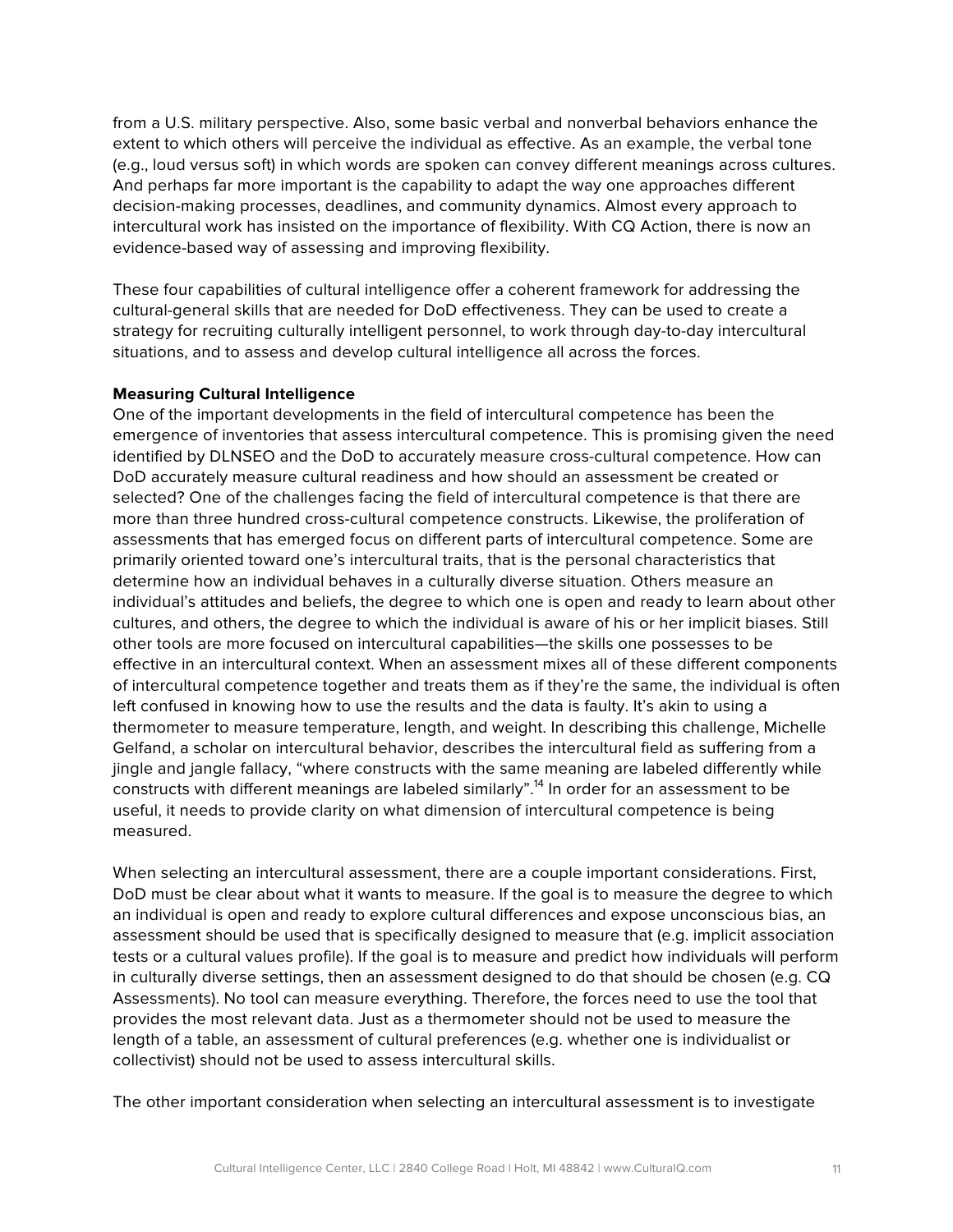from a U.S. military perspective. Also, some basic verbal and nonverbal behaviors enhance the extent to which others will perceive the individual as effective. As an example, the verbal tone (e.g., loud versus soft) in which words are spoken can convey different meanings across cultures. And perhaps far more important is the capability to adapt the way one approaches different decision-making processes, deadlines, and community dynamics. Almost every approach to intercultural work has insisted on the importance of flexibility. With CQ Action, there is now an evidence-based way of assessing and improving flexibility.

These four capabilities of cultural intelligence offer a coherent framework for addressing the cultural-general skills that are needed for DoD effectiveness. They can be used to create a strategy for recruiting culturally intelligent personnel, to work through day-to-day intercultural situations, and to assess and develop cultural intelligence all across the forces.

**Measuring Cultural Intelligence**

One of the important developments in the field of intercultural competence has been the emergence of inventories that assess intercultural competence. This is promising given the need identified by DLNSEO and the DoD to accurately measure cross-cultural competence. How can DoD accurately measure cultural readiness and how should an assessment be created or selected? One of the challenges facing the field of intercultural competence is that there are more than three hundred cross-cultural competence constructs. Likewise, the proliferation of assessments that has emerged focus on different parts of intercultural competence. Some are primarily oriented toward one's intercultural traits, that is the personal characteristics that determine how an individual behaves in a culturally diverse situation. Others measure an individual's attitudes and beliefs, the degree to which one is open and ready to learn about other cultures, and others, the degree to which the individual is aware of his or her implicit biases. Still other tools are more focused on intercultural capabilities—the skills one possesses to be effective in an intercultural context. When an assessment mixes all of these different components of intercultural competence together and treats them as if they're the same, the individual is often left confused in knowing how to use the results and the data is faulty. It's akin to using a thermometer to measure temperature, length, and weight. In describing this challenge, Michelle Gelfand, a scholar on intercultural behavior, describes the intercultural field as suffering from a jingle and jangle fallacy, "where constructs with the same meaning are labeled differently while constructs with different meanings are labeled similarly".[14] In order for an assessment to be useful, it needs to provide clarity on what dimension of intercultural competence is being measured.

When selecting an intercultural assessment, there are a couple important considerations. First, DoD must be clear about what it wants to measure. If the goal is to measure the degree to which an individual is open and ready to explore cultural differences and expose unconscious bias, an assessment should be used that is specifically designed to measure that (e.g. implicit association tests or a cultural values profile). If the goal is to measure and predict how individuals will perform in culturally diverse settings, then an assessment designed to do that should be chosen (e.g. CQ Assessments). No tool can measure everything. Therefore, the forces need to use the tool that provides the most relevant data. Just as a thermometer should not be used to measure the length of a table, an assessment of cultural preferences (e.g. whether one is individualist or collectivist) should not be used to assess intercultural skills.

The other important consideration when selecting an intercultural assessment is to investigate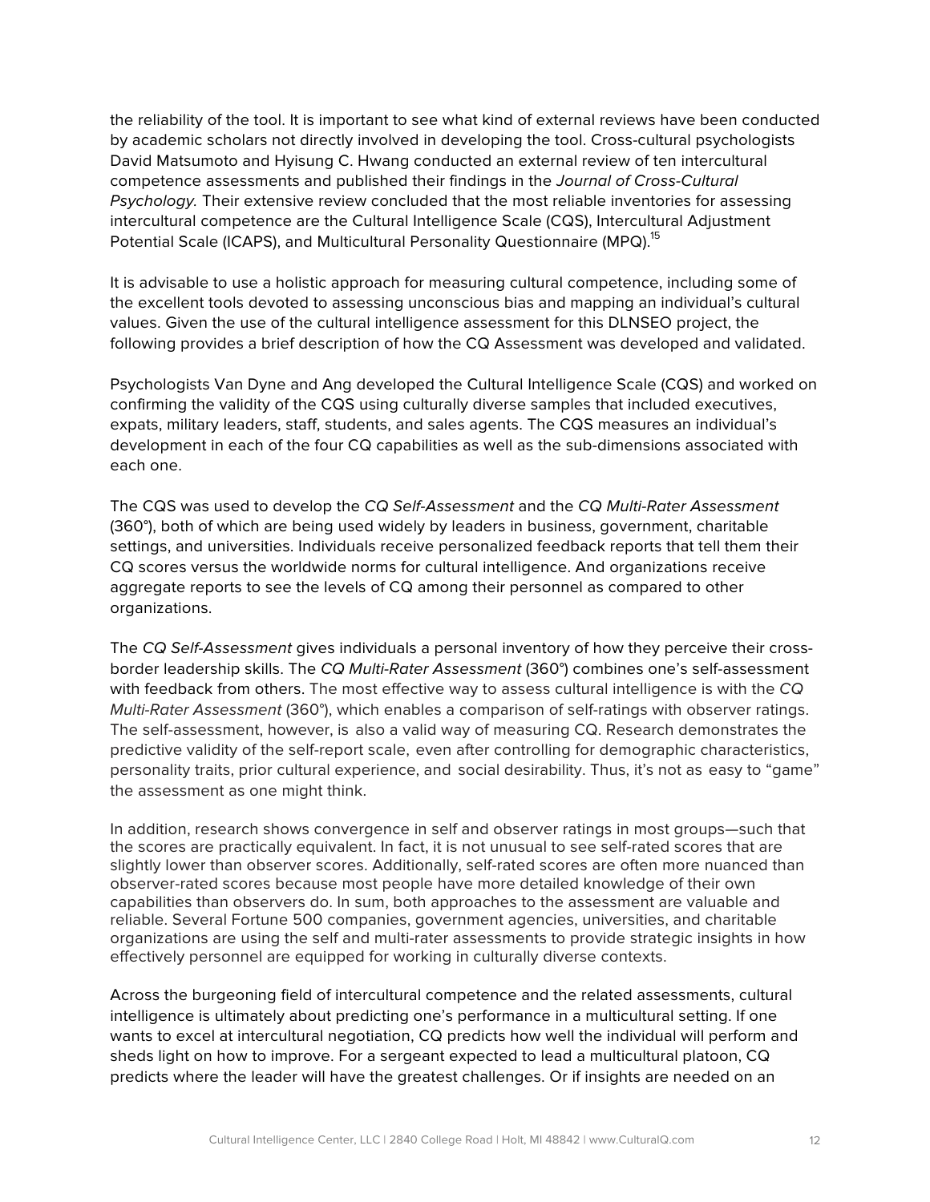the reliability of the tool. It is important to see what kind of external reviews have been conducted by academic scholars not directly involved in developing the tool. Cross-cultural psychologists David Matsumoto and Hyisung C. Hwang conducted an external review of ten intercultural competence assessments and published their findings in the *Journal of Cross-Cultural Psychology.* Their extensive review concluded that the most reliable inventories for assessing intercultural competence are the Cultural Intelligence Scale (CQS), Intercultural Adjustment Potential Scale (ICAPS), and Multicultural Personality Questionnaire (MPQ).[15]

It is advisable to use a holistic approach for measuring cultural competence, including some of the excellent tools devoted to assessing unconscious bias and mapping an individual's cultural values. Given the use of the cultural intelligence assessment for this DLNSEO project, the following provides a brief description of how the CQ Assessment was developed and validated.

Psychologists Van Dyne and Ang developed the Cultural Intelligence Scale (CQS) and worked on confirming the validity of the CQS using culturally diverse samples that included executives, expats, military leaders, staff, students, and sales agents. The CQS measures an individual's development in each of the four CQ capabilities as well as the sub-dimensions associated with each one.

The CQS was used to develop the *CQ Self-Assessment* and the *CQ Multi-Rater Assessment* (360°), both of which are being used widely by leaders in business, government, charitable settings, and universities. Individuals receive personalized feedback reports that tell them their CQ scores versus the worldwide norms for cultural intelligence. And organizations receive aggregate reports to see the levels of CQ among their personnel as compared to other organizations.

The *CQ Self-Assessment* gives individuals a personal inventory of how they perceive their cross-border leadership skills. The *CQ Multi-Rater Assessment* (360°) combines one's self-assessment with feedback from others. The most effective way to assess cultural intelligence is with the *CQ Multi-Rater Assessment* (360°), which enables a comparison of self-ratings with observer ratings. The self-assessment, however, is also a valid way of measuring CQ. Research demonstrates the predictive validity of the self-report scale, even after controlling for demographic characteristics, personality traits, prior cultural experience, and social desirability. Thus, it's not as easy to "game" the assessment as one might think.

In addition, research shows convergence in self and observer ratings in most groups—such that the scores are practically equivalent. In fact, it is not unusual to see self-rated scores that are slightly lower than observer scores. Additionally, self-rated scores are often more nuanced than observer-rated scores because most people have more detailed knowledge of their own capabilities than observers do. In sum, both approaches to the assessment are valuable and reliable. Several Fortune 500 companies, government agencies, universities, and charitable organizations are using the self and multi-rater assessments to provide strategic insights in how effectively personnel are equipped for working in culturally diverse contexts.

Across the burgeoning field of intercultural competence and the related assessments, cultural intelligence is ultimately about predicting one's performance in a multicultural setting. If one wants to excel at intercultural negotiation, CQ predicts how well the individual will perform and sheds light on how to improve. For a sergeant expected to lead a multicultural platoon, CQ predicts where the leader will have the greatest challenges. Or if insights are needed on an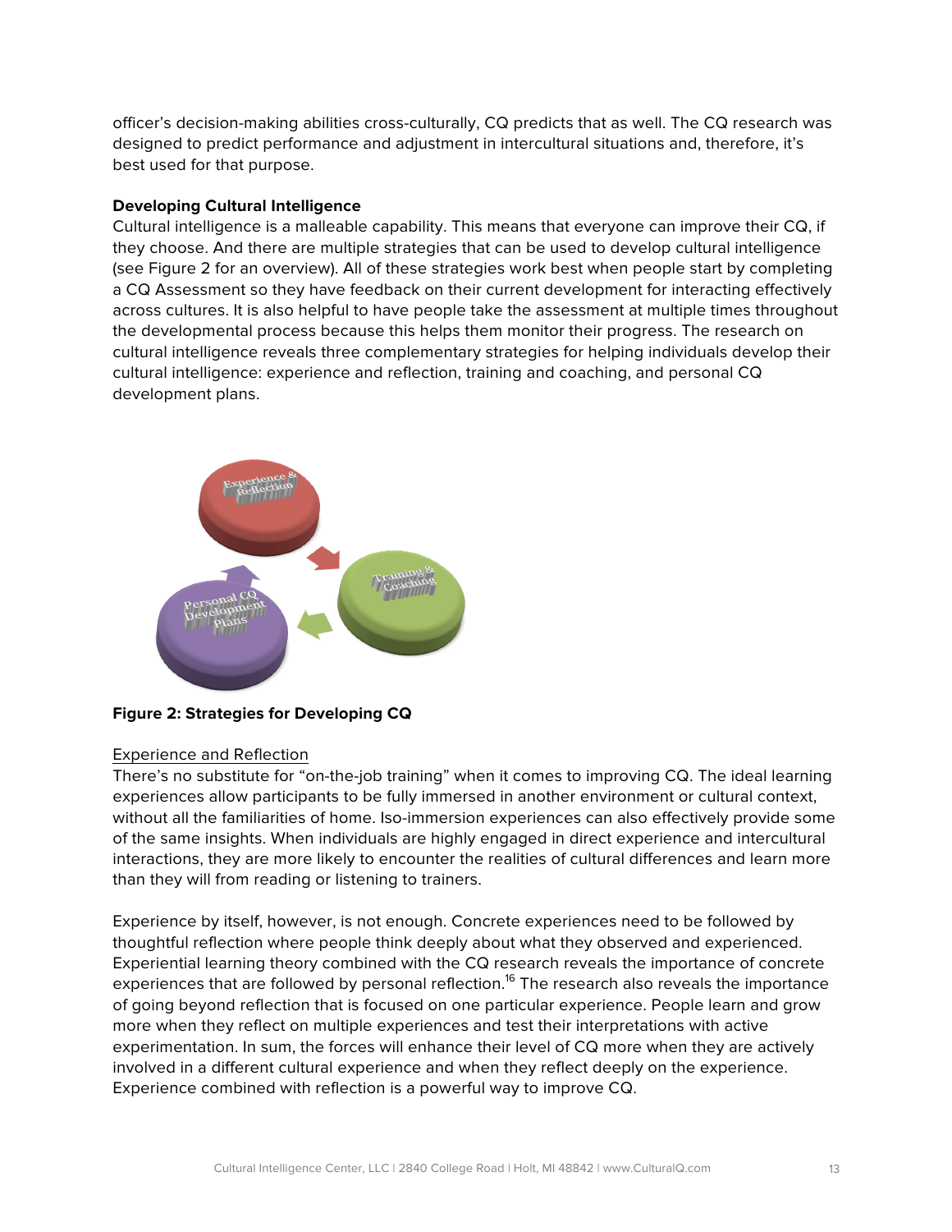officer's decision-making abilities cross-culturally, CQ predicts that as well. The CQ research was designed to predict performance and adjustment in intercultural situations and, therefore, it's best used for that purpose.

**Developing Cultural Intelligence**

Cultural intelligence is a malleable capability. This means that everyone can improve their CQ, if they choose. And there are multiple strategies that can be used to develop cultural intelligence (see Figure 2 for an overview). All of these strategies work best when people start by completing a CQ Assessment so they have feedback on their current development for interacting effectively across cultures. It is also helpful to have people take the assessment at multiple times throughout the developmental process because this helps them monitor their progress. The research on cultural intelligence reveals three complementary strategies for helping individuals develop their cultural intelligence: experience and reflection, training and coaching, and personal CQ development plans.

**Figure 2: Strategies for Developing CQ**

Experience and Reflection

There's no substitute for "on-the-job training" when it comes to improving CQ. The ideal learning experiences allow participants to be fully immersed in another environment or cultural context, without all the familiarities of home. Iso-immersion experiences can also effectively provide some of the same insights. When individuals are highly engaged in direct experience and intercultural interactions, they are more likely to encounter the realities of cultural differences and learn more than they will from reading or listening to trainers.

Experience by itself, however, is not enough. Concrete experiences need to be followed by thoughtful reflection where people think deeply about what they observed and experienced. Experiential learning theory combined with the CQ research reveals the importance of concrete experiences that are followed by personal reflection.[16] The research also reveals the importance of going beyond reflection that is focused on one particular experience. People learn and grow more when they reflect on multiple experiences and test their interpretations with active experimentation. In sum, the forces will enhance their level of CQ more when they are actively involved in a different cultural experience and when they reflect deeply on the experience. Experience combined with reflection is a powerful way to improve CQ.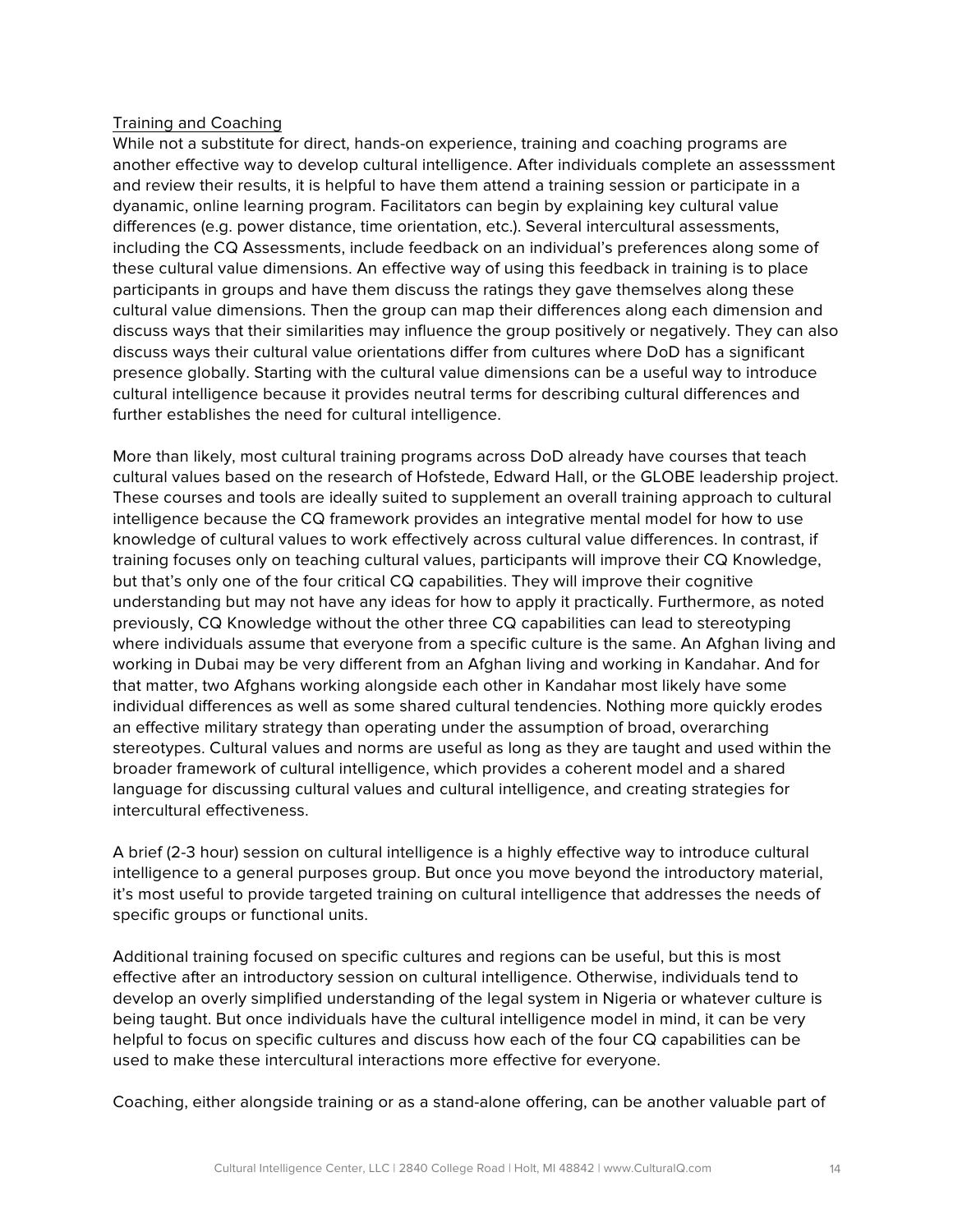Training and Coaching

While not a substitute for direct, hands-on experience, training and coaching programs are another effective way to develop cultural intelligence. After individuals complete an assesssment and review their results, it is helpful to have them attend a training session or participate in a dyanamic, online learning program. Facilitators can begin by explaining key cultural value differences (e.g. power distance, time orientation, etc.). Several intercultural assessments, including the CQ Assessments, include feedback on an individual's preferences along some of these cultural value dimensions. An effective way of using this feedback in training is to place participants in groups and have them discuss the ratings they gave themselves along these cultural value dimensions. Then the group can map their differences along each dimension and discuss ways that their similarities may influence the group positively or negatively. They can also discuss ways their cultural value orientations differ from cultures where DoD has a significant presence globally. Starting with the cultural value dimensions can be a useful way to introduce cultural intelligence because it provides neutral terms for describing cultural differences and further establishes the need for cultural intelligence.

More than likely, most cultural training programs across DoD already have courses that teach cultural values based on the research of Hofstede, Edward Hall, or the GLOBE leadership project. These courses and tools are ideally suited to supplement an overall training approach to cultural intelligence because the CQ framework provides an integrative mental model for how to use knowledge of cultural values to work effectively across cultural value differences. In contrast, if training focuses only on teaching cultural values, participants will improve their CQ Knowledge, but that's only one of the four critical CQ capabilities. They will improve their cognitive understanding but may not have any ideas for how to apply it practically. Furthermore, as noted previously, CQ Knowledge without the other three CQ capabilities can lead to stereotyping where individuals assume that everyone from a specific culture is the same. An Afghan living and working in Dubai may be very different from an Afghan living and working in Kandahar. And for that matter, two Afghans working alongside each other in Kandahar most likely have some individual differences as well as some shared cultural tendencies. Nothing more quickly erodes an effective military strategy than operating under the assumption of broad, overarching stereotypes. Cultural values and norms are useful as long as they are taught and used within the broader framework of cultural intelligence, which provides a coherent model and a shared language for discussing cultural values and cultural intelligence, and creating strategies for intercultural effectiveness.

A brief (2-3 hour) session on cultural intelligence is a highly effective way to introduce cultural intelligence to a general purposes group. But once you move beyond the introductory material, it's most useful to provide targeted training on cultural intelligence that addresses the needs of specific groups or functional units.

Additional training focused on specific cultures and regions can be useful, but this is most effective after an introductory session on cultural intelligence. Otherwise, individuals tend to develop an overly simplified understanding of the legal system in Nigeria or whatever culture is being taught. But once individuals have the cultural intelligence model in mind, it can be very helpful to focus on specific cultures and discuss how each of the four CQ capabilities can be used to make these intercultural interactions more effective for everyone.

Coaching, either alongside training or as a stand-alone offering, can be another valuable part of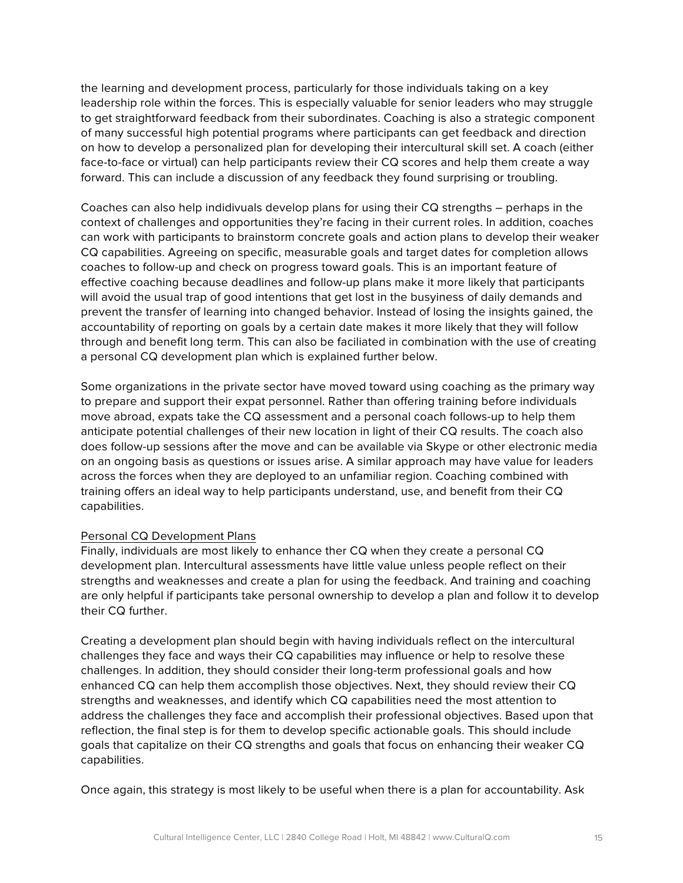the learning and development process, particularly for those individuals taking on a key leadership role within the forces. This is especially valuable for senior leaders who may struggle to get straightforward feedback from their subordinates. Coaching is also a strategic component of many successful high potential programs where participants can get feedback and direction on how to develop a personalized plan for developing their intercultural skill set. A coach (either face-to-face or virtual) can help participants review their CQ scores and help them create a way forward. This can include a discussion of any feedback they found surprising or troubling.

Coaches can also help indidivuals develop plans for using their CQ strengths – perhaps in the context of challenges and opportunities they're facing in their current roles. In addition, coaches can work with participants to brainstorm concrete goals and action plans to develop their weaker CQ capabilities. Agreeing on specific, measurable goals and target dates for completion allows coaches to follow-up and check on progress toward goals. This is an important feature of effective coaching because deadlines and follow-up plans make it more likely that participants will avoid the usual trap of good intentions that get lost in the busyiness of daily demands and prevent the transfer of learning into changed behavior. Instead of losing the insights gained, the accountability of reporting on goals by a certain date makes it more likely that they will follow through and benefit long term. This can also be faciliated in combination with the use of creating a personal CQ development plan which is explained further below.

Some organizations in the private sector have moved toward using coaching as the primary way to prepare and support their expat personnel. Rather than offering training before individuals move abroad, expats take the CQ assessment and a personal coach follows-up to help them anticipate potential challenges of their new location in light of their CQ results. The coach also does follow-up sessions after the move and can be available via Skype or other electronic media on an ongoing basis as questions or issues arise. A similar approach may have value for leaders across the forces when they are deployed to an unfamiliar region. Coaching combined with training offers an ideal way to help participants understand, use, and benefit from their CQ capabilities.

Personal CQ Development Plans

Finally, individuals are most likely to enhance ther CQ when they create a personal CQ development plan. Intercultural assessments have little value unless people reflect on their strengths and weaknesses and create a plan for using the feedback. And training and coaching are only helpful if participants take personal ownership to develop a plan and follow it to develop their CQ further.

Creating a development plan should begin with having individuals reflect on the intercultural challenges they face and ways their CQ capabilities may influence or help to resolve these challenges. In addition, they should consider their long-term professional goals and how enhanced CQ can help them accomplish those objectives. Next, they should review their CQ strengths and weaknesses, and identify which CQ capabilities need the most attention to address the challenges they face and accomplish their professional objectives. Based upon that reflection, the final step is for them to develop specific actionable goals. This should include goals that capitalize on their CQ strengths and goals that focus on enhancing their weaker CQ capabilities.

Once again, this strategy is most likely to be useful when there is a plan for accountability. Ask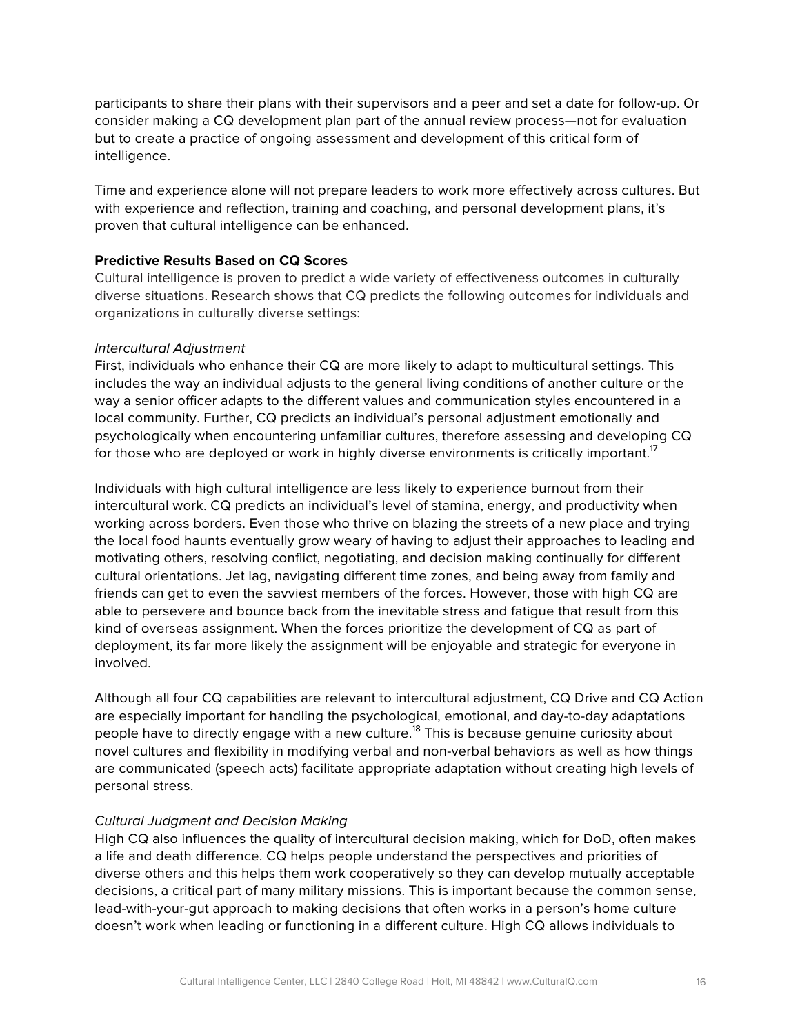participants to share their plans with their supervisors and a peer and set a date for follow-up. Or consider making a CQ development plan part of the annual review process—not for evaluation but to create a practice of ongoing assessment and development of this critical form of intelligence.

Time and experience alone will not prepare leaders to work more effectively across cultures. But with experience and reflection, training and coaching, and personal development plans, it's proven that cultural intelligence can be enhanced.

**Predictive Results Based on CQ Scores**

Cultural intelligence is proven to predict a wide variety of effectiveness outcomes in culturally diverse situations. Research shows that CQ predicts the following outcomes for individuals and organizations in culturally diverse settings:

*Intercultural Adjustment*

First, individuals who enhance their CQ are more likely to adapt to multicultural settings. This includes the way an individual adjusts to the general living conditions of another culture or the way a senior officer adapts to the different values and communication styles encountered in a local community. Further, CQ predicts an individual's personal adjustment emotionally and psychologically when encountering unfamiliar cultures, therefore assessing and developing CQ for those who are deployed or work in highly diverse environments is critically important.[17]

Individuals with high cultural intelligence are less likely to experience burnout from their intercultural work. CQ predicts an individual's level of stamina, energy, and productivity when working across borders. Even those who thrive on blazing the streets of a new place and trying the local food haunts eventually grow weary of having to adjust their approaches to leading and motivating others, resolving conflict, negotiating, and decision making continually for different cultural orientations. Jet lag, navigating different time zones, and being away from family and friends can get to even the savviest members of the forces. However, those with high CQ are able to persevere and bounce back from the inevitable stress and fatigue that result from this kind of overseas assignment. When the forces prioritize the development of CQ as part of deployment, its far more likely the assignment will be enjoyable and strategic for everyone in involved.

Although all four CQ capabilities are relevant to intercultural adjustment, CQ Drive and CQ Action are especially important for handling the psychological, emotional, and day-to-day adaptations people have to directly engage with a new culture.[18] This is because genuine curiosity about novel cultures and flexibility in modifying verbal and non-verbal behaviors as well as how things are communicated (speech acts) facilitate appropriate adaptation without creating high levels of personal stress.

*Cultural Judgment and Decision Making*

High CQ also influences the quality of intercultural decision making, which for DoD, often makes a life and death difference. CQ helps people understand the perspectives and priorities of diverse others and this helps them work cooperatively so they can develop mutually acceptable decisions, a critical part of many military missions. This is important because the common sense, lead-with-your-gut approach to making decisions that often works in a person's home culture doesn't work when leading or functioning in a different culture. High CQ allows individuals to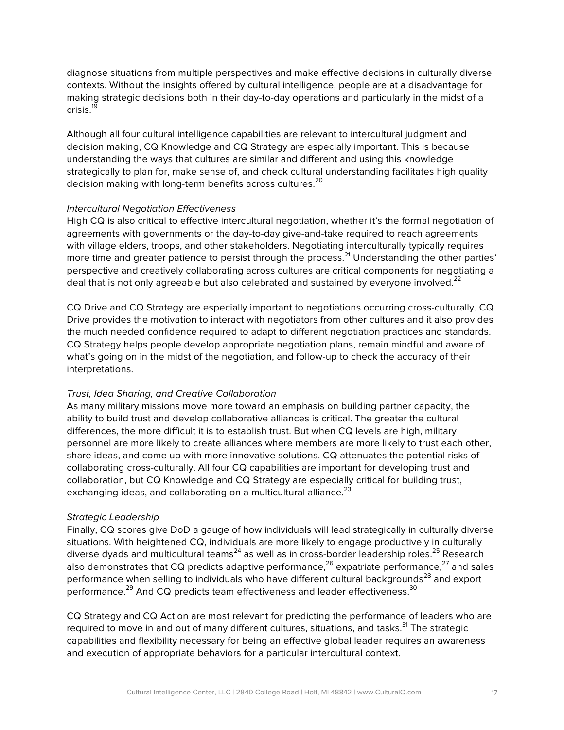diagnose situations from multiple perspectives and make effective decisions in culturally diverse contexts. Without the insights offered by cultural intelligence, people are at a disadvantage for making strategic decisions both in their day-to-day operations and particularly in the midst of a crisis.[19]

Although all four cultural intelligence capabilities are relevant to intercultural judgment and decision making, CQ Knowledge and CQ Strategy are especially important. This is because understanding the ways that cultures are similar and different and using this knowledge strategically to plan for, make sense of, and check cultural understanding facilitates high quality decision making with long-term benefits across cultures.[20]

*Intercultural Negotiation Effectiveness*

High CQ is also critical to effective intercultural negotiation, whether it's the formal negotiation of agreements with governments or the day-to-day give-and-take required to reach agreements with village elders, troops, and other stakeholders. Negotiating interculturally typically requires more time and greater patience to persist through the process.[21] Understanding the other parties' perspective and creatively collaborating across cultures are critical components for negotiating a deal that is not only agreeable but also celebrated and sustained by everyone involved.[22]

CQ Drive and CQ Strategy are especially important to negotiations occurring cross-culturally. CQ Drive provides the motivation to interact with negotiators from other cultures and it also provides the much needed confidence required to adapt to different negotiation practices and standards. CQ Strategy helps people develop appropriate negotiation plans, remain mindful and aware of what's going on in the midst of the negotiation, and follow-up to check the accuracy of their interpretations.

*Trust, Idea Sharing, and Creative Collaboration*

As many military missions move more toward an emphasis on building partner capacity, the ability to build trust and develop collaborative alliances is critical. The greater the cultural differences, the more difficult it is to establish trust. But when CQ levels are high, military personnel are more likely to create alliances where members are more likely to trust each other, share ideas, and come up with more innovative solutions. CQ attenuates the potential risks of collaborating cross-culturally. All four CQ capabilities are important for developing trust and collaboration, but CQ Knowledge and CQ Strategy are especially critical for building trust, exchanging ideas, and collaborating on a multicultural alliance.[23]

*Strategic Leadership*

Finally, CQ scores give DoD a gauge of how individuals will lead strategically in culturally diverse situations. With heightened CQ, individuals are more likely to engage productively in culturally diverse dyads and multicultural teams[24] as well as in cross-border leadership roles.[25] Research also demonstrates that CQ predicts adaptive performance,[26] expatriate performance,[27] and sales performance when selling to individuals who have different cultural backgrounds[28] and export performance.[29] And CQ predicts team effectiveness and leader effectiveness.[30]

CQ Strategy and CQ Action are most relevant for predicting the performance of leaders who are required to move in and out of many different cultures, situations, and tasks.[31] The strategic capabilities and flexibility necessary for being an effective global leader requires an awareness and execution of appropriate behaviors for a particular intercultural context.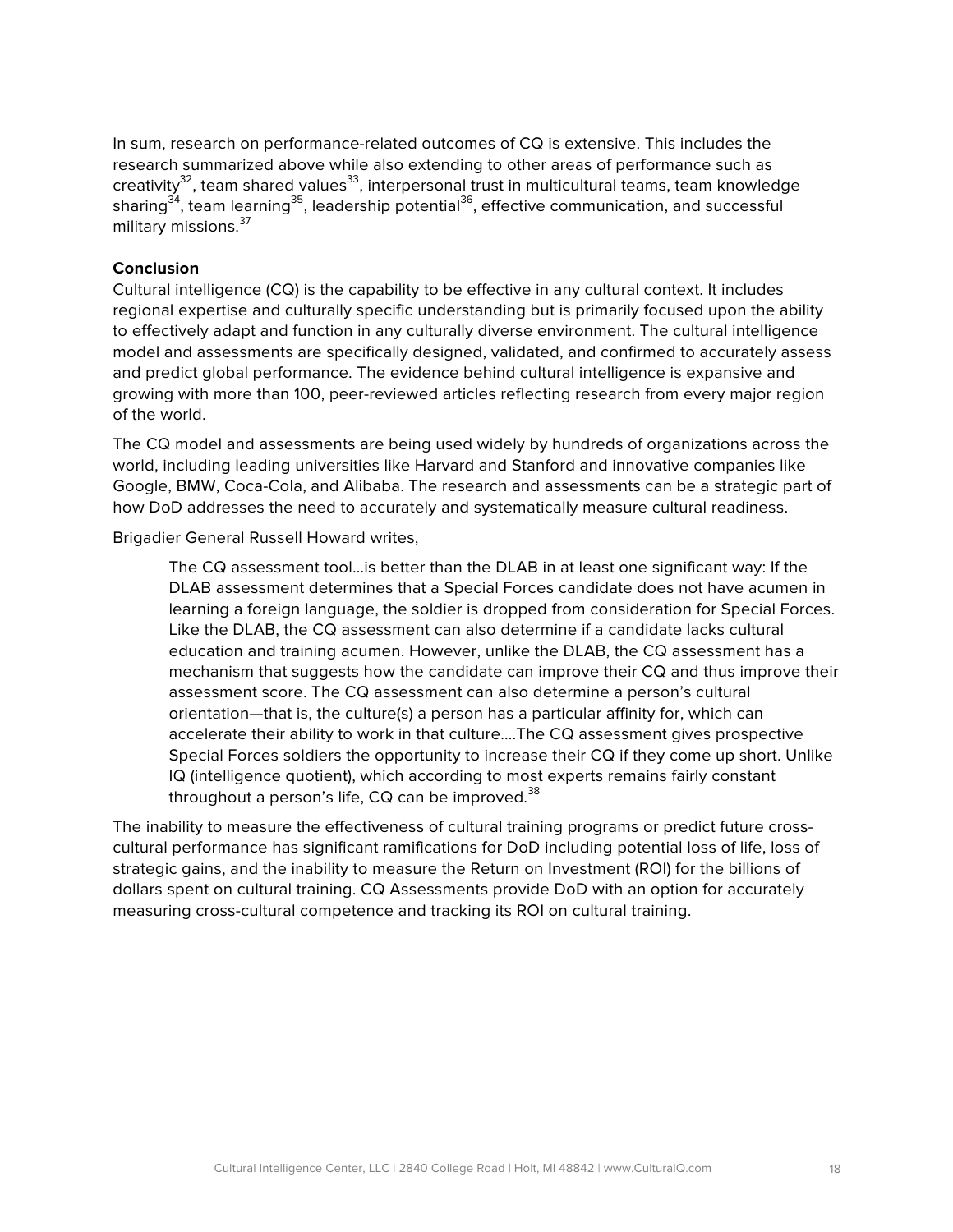In sum, research on performance-related outcomes of CQ is extensive. This includes the research summarized above while also extending to other areas of performance such as creativity[32], team shared values[33], interpersonal trust in multicultural teams, team knowledge sharing[34], team learning[35], leadership potential[36], effective communication, and successful military missions.[37]

**Conclusion**

Cultural intelligence (CQ) is the capability to be effective in any cultural context. It includes regional expertise and culturally specific understanding but is primarily focused upon the ability to effectively adapt and function in any culturally diverse environment. The cultural intelligence model and assessments are specifically designed, validated, and confirmed to accurately assess and predict global performance. The evidence behind cultural intelligence is expansive and growing with more than 100, peer-reviewed articles reflecting research from every major region of the world.

The CQ model and assessments are being used widely by hundreds of organizations across the world, including leading universities like Harvard and Stanford and innovative companies like Google, BMW, Coca-Cola, and Alibaba. The research and assessments can be a strategic part of how DoD addresses the need to accurately and systematically measure cultural readiness.

Brigadier General Russell Howard writes,

> The CQ assessment tool...is better than the DLAB in at least one significant way: If the DLAB assessment determines that a Special Forces candidate does not have acumen in learning a foreign language, the soldier is dropped from consideration for Special Forces. Like the DLAB, the CQ assessment can also determine if a candidate lacks cultural education and training acumen. However, unlike the DLAB, the CQ assessment has a mechanism that suggests how the candidate can improve their CQ and thus improve their assessment score. The CQ assessment can also determine a person's cultural orientation—that is, the culture(s) a person has a particular affinity for, which can accelerate their ability to work in that culture....The CQ assessment gives prospective Special Forces soldiers the opportunity to increase their CQ if they come up short. Unlike IQ (intelligence quotient), which according to most experts remains fairly constant throughout a person's life, CQ can be improved.[38]

The inability to measure the effectiveness of cultural training programs or predict future cross-cultural performance has significant ramifications for DoD including potential loss of life, loss of strategic gains, and the inability to measure the Return on Investment (ROI) for the billions of dollars spent on cultural training. CQ Assessments provide DoD with an option for accurately measuring cross-cultural competence and tracking its ROI on cultural training.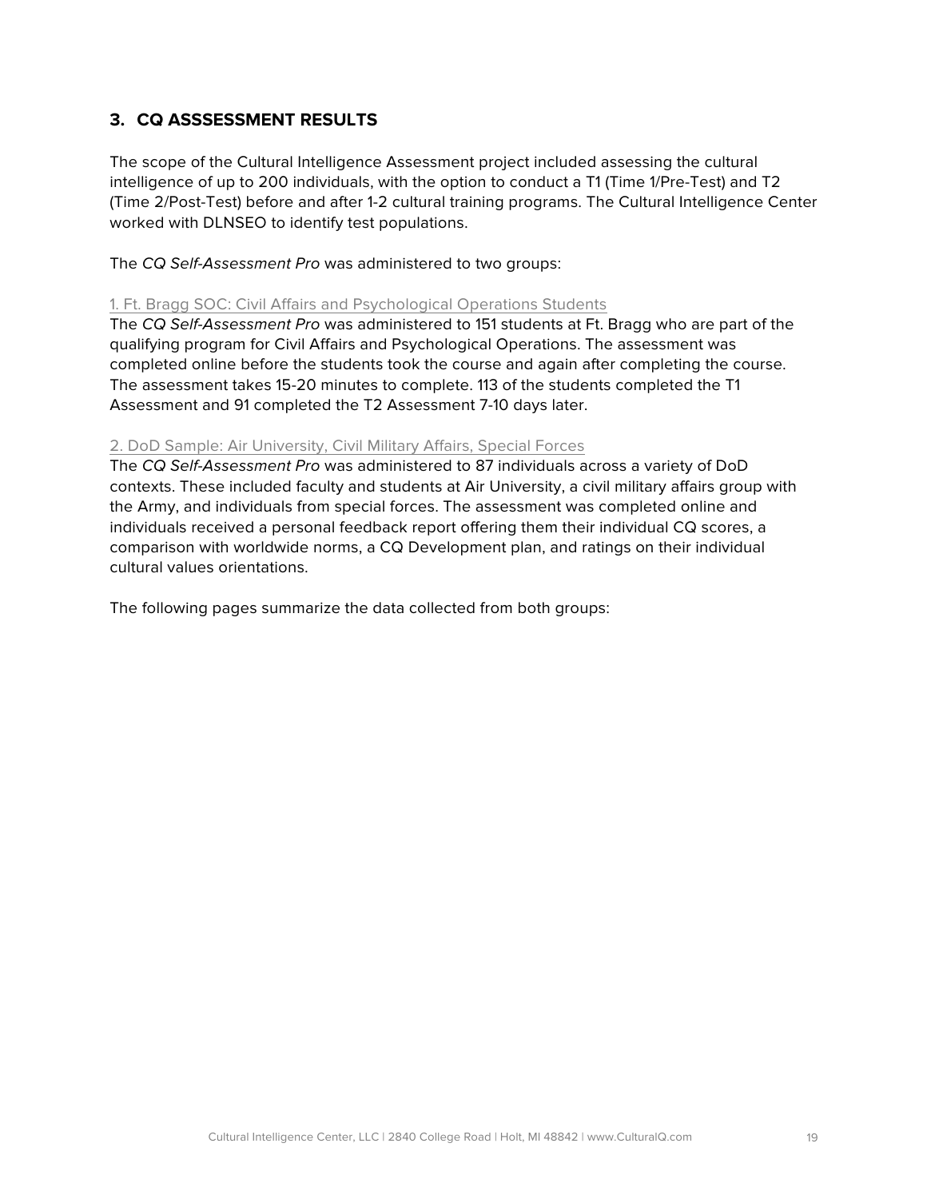## 3. CQ ASSSESSMENT RESULTS

The scope of the Cultural Intelligence Assessment project included assessing the cultural intelligence of up to 200 individuals, with the option to conduct a T1 (Time 1/Pre-Test) and T2 (Time 2/Post-Test) before and after 1-2 cultural training programs. The Cultural Intelligence Center worked with DLNSEO to identify test populations.

The *CQ Self-Assessment Pro* was administered to two groups:

1. Ft. Bragg SOC: Civil Affairs and Psychological Operations Students

The *CQ Self-Assessment Pro* was administered to 151 students at Ft. Bragg who are part of the qualifying program for Civil Affairs and Psychological Operations. The assessment was completed online before the students took the course and again after completing the course. The assessment takes 15-20 minutes to complete. 113 of the students completed the T1 Assessment and 91 completed the T2 Assessment 7-10 days later.

2. DoD Sample: Air University, Civil Military Affairs, Special Forces

The *CQ Self-Assessment Pro* was administered to 87 individuals across a variety of DoD contexts. These included faculty and students at Air University, a civil military affairs group with the Army, and individuals from special forces. The assessment was completed online and individuals received a personal feedback report offering them their individual CQ scores, a comparison with worldwide norms, a CQ Development plan, and ratings on their individual cultural values orientations.

The following pages summarize the data collected from both groups: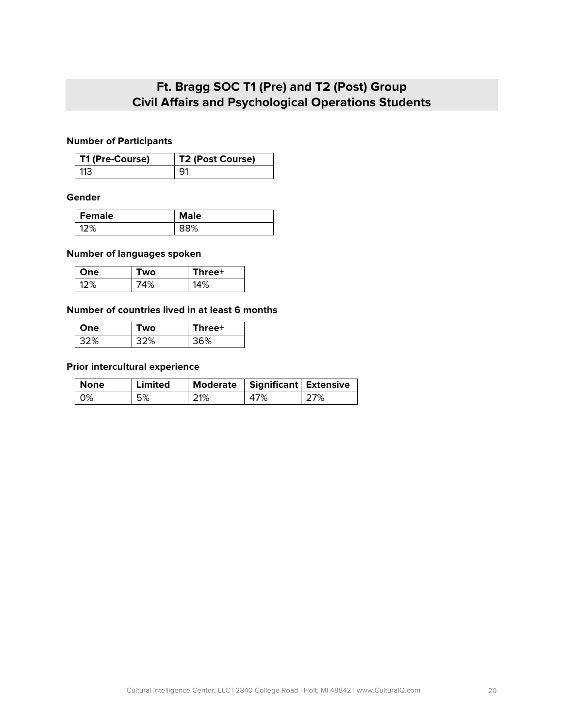## Ft. Bragg SOC T1 (Pre) and T2 (Post) Group
## Civil Affairs and Psychological Operations Students

**Number of Participants**

| T1 (Pre-Course) | T2 (Post Course) |
|---|---|
| 113 | 91 |

**Gender**

| Female | Male |
|---|---|
| 12% | 88% |

**Number of languages spoken**

| One | Two | Three+ |
|---|---|---|
| 12% | 74% | 14% |

**Number of countries lived in at least 6 months**

| One | Two | Three+ |
|---|---|---|
| 32% | 32% | 36% |

**Prior intercultural experience**

| None | Limited | Moderate | Significant | Extensive |
|---|---|---|---|---|
| 0% | 5% | 21% | 47% | 27% |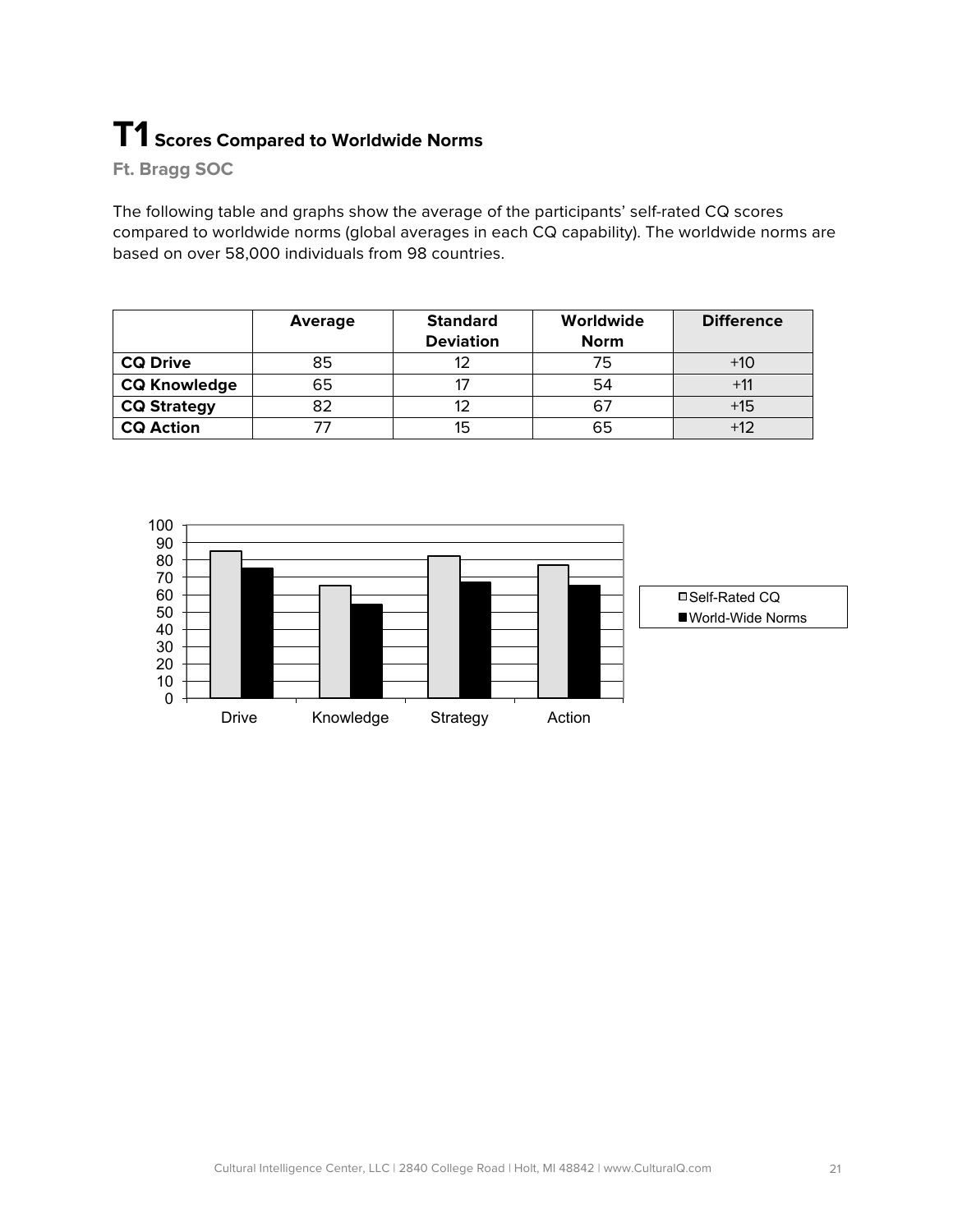# T1 Scores Compared to Worldwide Norms

**Ft. Bragg SOC**

The following table and graphs show the average of the participants' self-rated CQ scores compared to worldwide norms (global averages in each CQ capability). The worldwide norms are based on over 58,000 individuals from 98 countries.

| | Average | Standard Deviation | Worldwide Norm | Difference |
|---|---|---|---|---|
| **CQ Drive** | 85 | 12 | 75 | +10 |
| **CQ Knowledge** | 65 | 17 | 54 | +11 |
| **CQ Strategy** | 82 | 12 | 67 | +15 |
| **CQ Action** | 77 | 15 | 65 | +12 |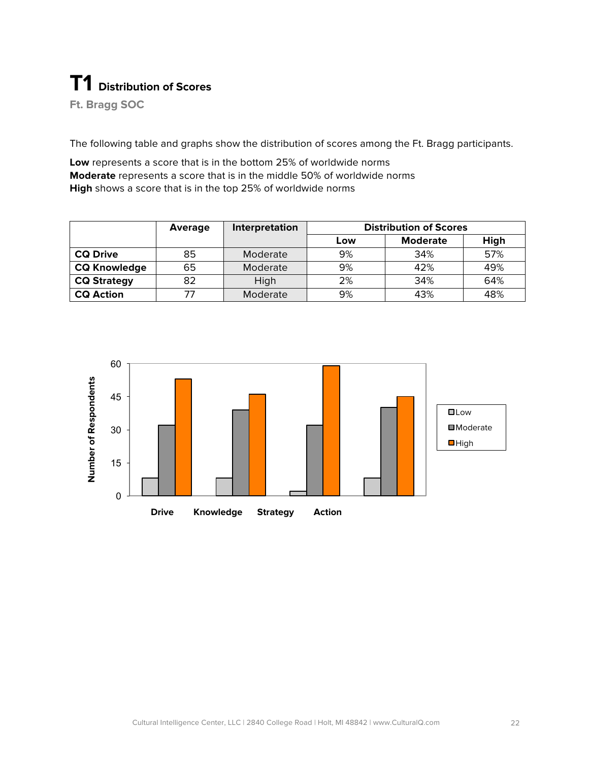# T1 Distribution of Scores

**Ft. Bragg SOC**

The following table and graphs show the distribution of scores among the Ft. Bragg participants.

**Low** represents a score that is in the bottom 25% of worldwide norms
**Moderate** represents a score that is in the middle 50% of worldwide norms
**High** shows a score that is in the top 25% of worldwide norms

| | Average | Interpretation | Distribution of Scores | | |
|---|---|---|---|---|---|
| | | | Low | Moderate | High |
| **CQ Drive** | 85 | Moderate | 9% | 34% | 57% |
| **CQ Knowledge** | 65 | Moderate | 9% | 42% | 49% |
| **CQ Strategy** | 82 | High | 2% | 34% | 64% |
| **CQ Action** | 77 | Moderate | 9% | 43% | 48% |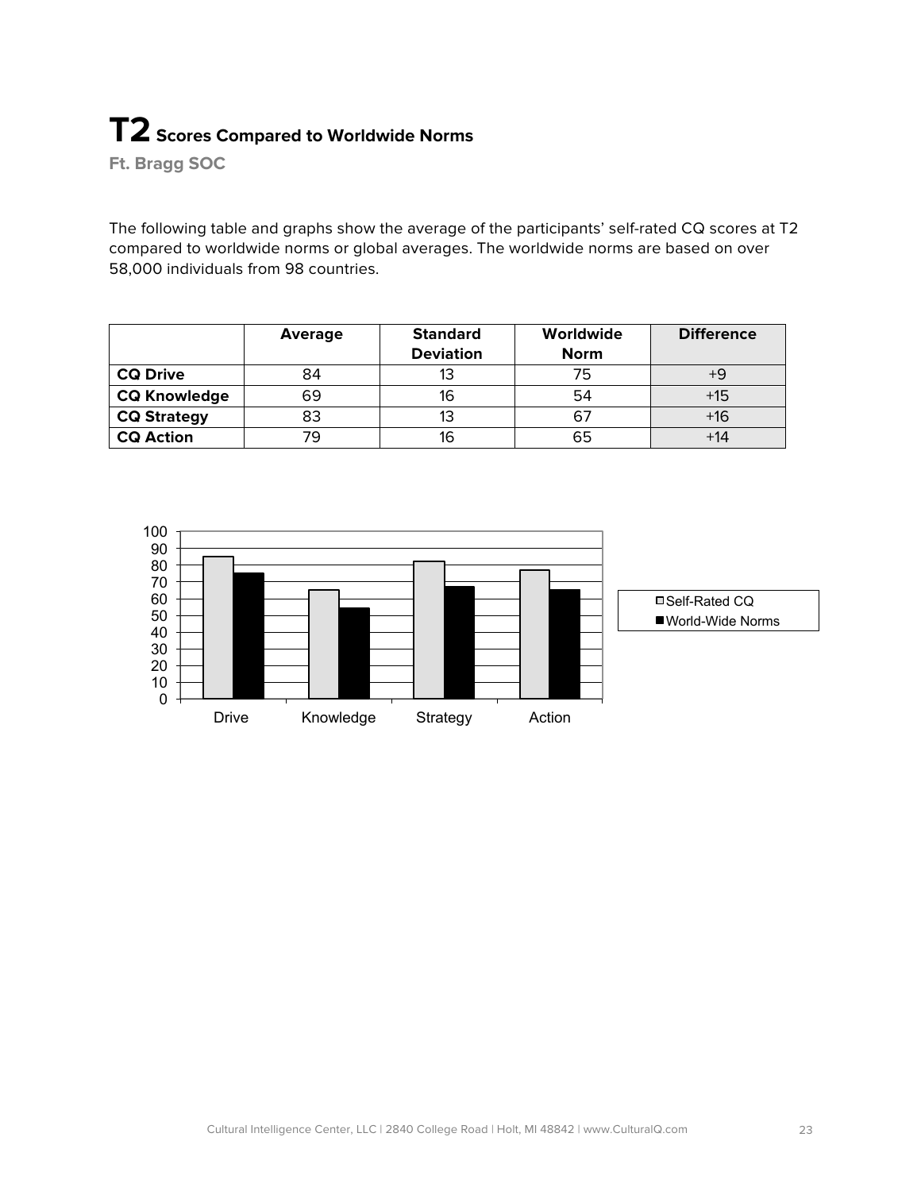# **T2** Scores Compared to Worldwide Norms

**Ft. Bragg SOC**

The following table and graphs show the average of the participants' self-rated CQ scores at T2 compared to worldwide norms or global averages. The worldwide norms are based on over 58,000 individuals from 98 countries.

| | Average | Standard Deviation | Worldwide Norm | Difference |
|---|---|---|---|---|
| **CQ Drive** | 84 | 13 | 75 | +9 |
| **CQ Knowledge** | 69 | 16 | 54 | +15 |
| **CQ Strategy** | 83 | 13 | 67 | +16 |
| **CQ Action** | 79 | 16 | 65 | +14 |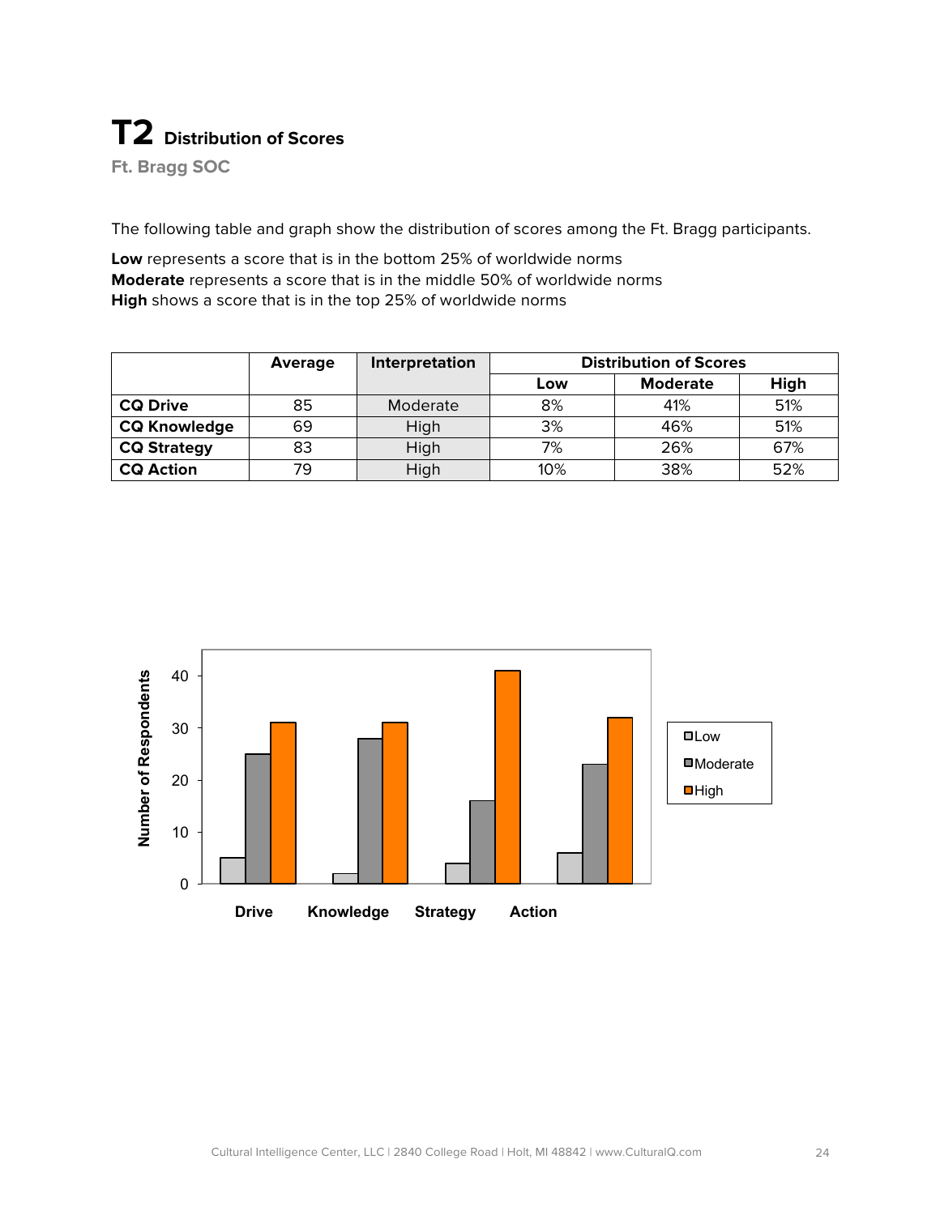# T2 Distribution of Scores

**Ft. Bragg SOC**

The following table and graph show the distribution of scores among the Ft. Bragg participants.

**Low** represents a score that is in the bottom 25% of worldwide norms
**Moderate** represents a score that is in the middle 50% of worldwide norms
**High** shows a score that is in the top 25% of worldwide norms

| | Average | Interpretation | Distribution of Scores | | |
|---|---|---|---|---|---|
| | | | Low | Moderate | High |
| **CQ Drive** | 85 | Moderate | 8% | 41% | 51% |
| **CQ Knowledge** | 69 | High | 3% | 46% | 51% |
| **CQ Strategy** | 83 | High | 7% | 26% | 67% |
| **CQ Action** | 79 | High | 10% | 38% | 52% |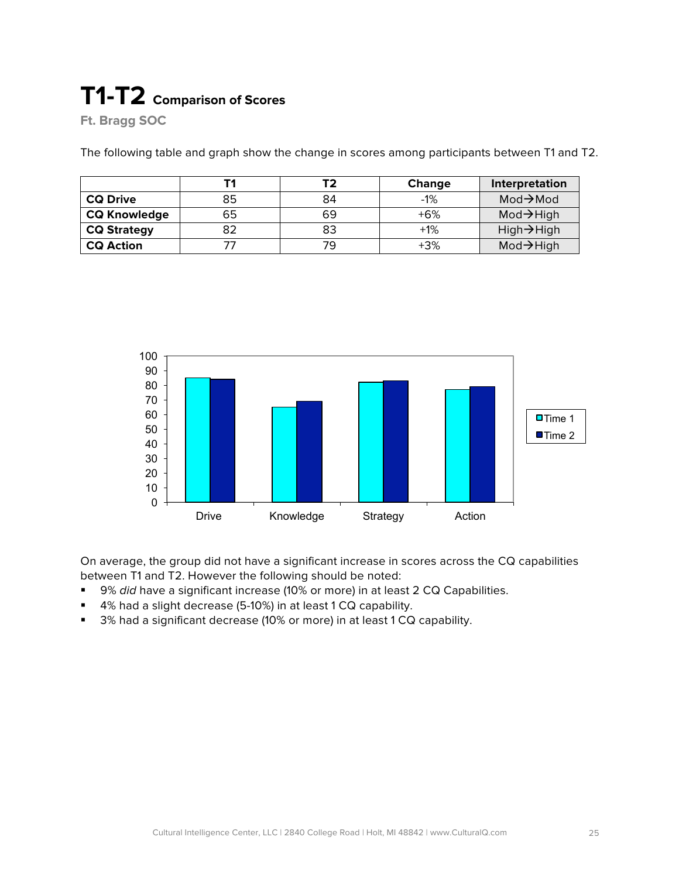# T1-T2 Comparison of Scores

**Ft. Bragg SOC**

The following table and graph show the change in scores among participants between T1 and T2.

| | T1 | T2 | Change | Interpretation |
|---|---|---|---|---|
| **CQ Drive** | 85 | 84 | -1% | Mod→Mod |
| **CQ Knowledge** | 65 | 69 | +6% | Mod→High |
| **CQ Strategy** | 82 | 83 | +1% | High→High |
| **CQ Action** | 77 | 79 | +3% | Mod→High |

On average, the group did not have a significant increase in scores across the CQ capabilities between T1 and T2. However the following should be noted:

- 9% *did* have a significant increase (10% or more) in at least 2 CQ Capabilities.
- 4% had a slight decrease (5-10%) in at least 1 CQ capability.
- 3% had a significant decrease (10% or more) in at least 1 CQ capability.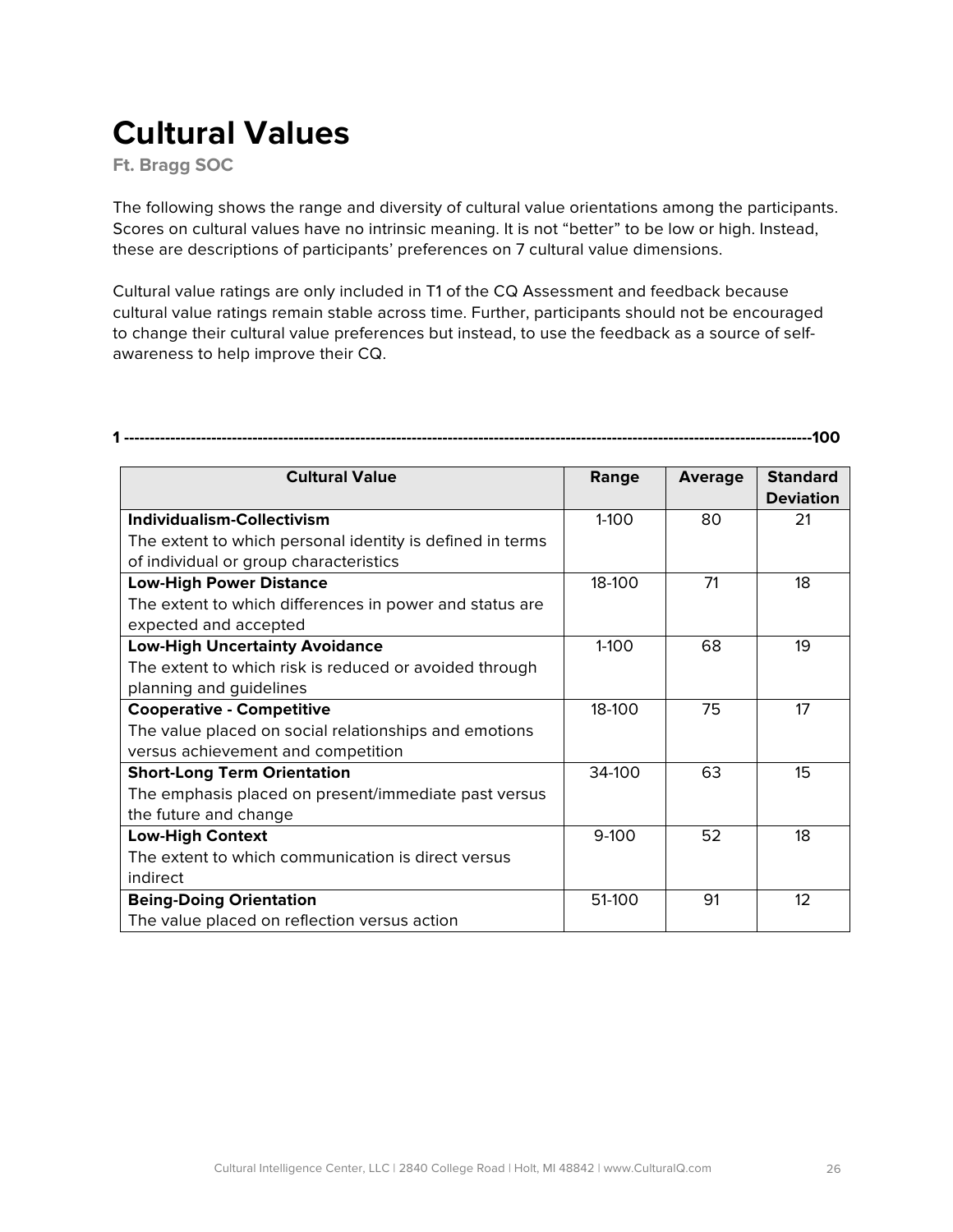# Cultural Values

**Ft. Bragg SOC**

The following shows the range and diversity of cultural value orientations among the participants. Scores on cultural values have no intrinsic meaning. It is not "better" to be low or high. Instead, these are descriptions of participants' preferences on 7 cultural value dimensions.

Cultural value ratings are only included in T1 of the CQ Assessment and feedback because cultural value ratings remain stable across time. Further, participants should not be encouraged to change their cultural value preferences but instead, to use the feedback as a source of self-awareness to help improve their CQ.

**1 ------------------------------------------------------------------------------------------------------------------------100**

| Cultural Value | Range | Average | Standard Deviation |
|---|---|---|---|
| **Individualism-Collectivism**<br>The extent to which personal identity is defined in terms of individual or group characteristics | 1-100 | 80 | 21 |
| **Low-High Power Distance**<br>The extent to which differences in power and status are expected and accepted | 18-100 | 71 | 18 |
| **Low-High Uncertainty Avoidance**<br>The extent to which risk is reduced or avoided through planning and guidelines | 1-100 | 68 | 19 |
| **Cooperative - Competitive**<br>The value placed on social relationships and emotions versus achievement and competition | 18-100 | 75 | 17 |
| **Short-Long Term Orientation**<br>The emphasis placed on present/immediate past versus the future and change | 34-100 | 63 | 15 |
| **Low-High Context**<br>The extent to which communication is direct versus indirect | 9-100 | 52 | 18 |
| **Being-Doing Orientation**<br>The value placed on reflection versus action | 51-100 | 91 | 12 |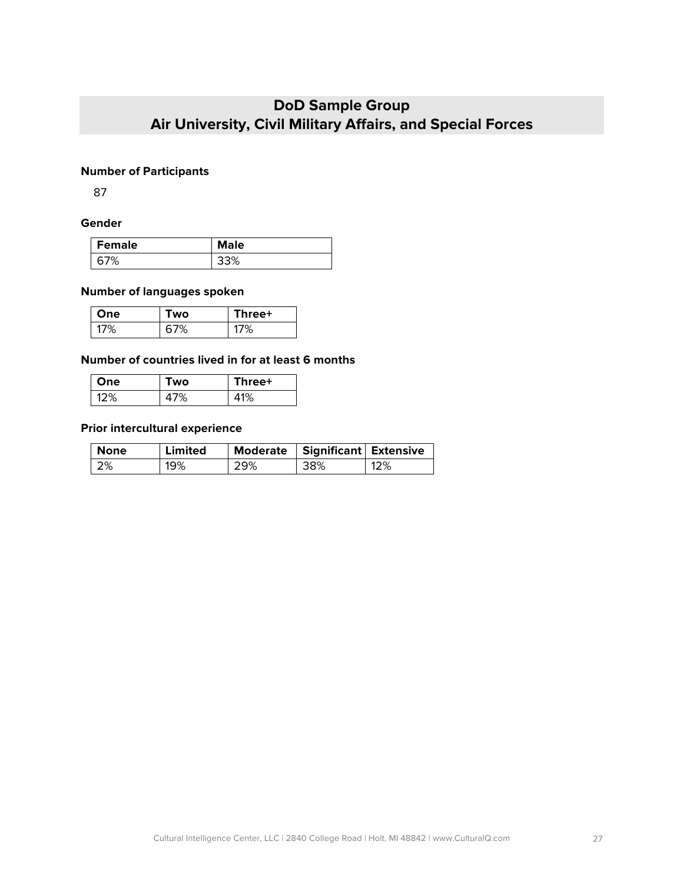## DoD Sample Group
## Air University, Civil Military Affairs, and Special Forces

**Number of Participants**

87

**Gender**

| Female | Male |
|---|---|
| 67% | 33% |

**Number of languages spoken**

| One | Two | Three+ |
|---|---|---|
| 17% | 67% | 17% |

**Number of countries lived in for at least 6 months**

| One | Two | Three+ |
|---|---|---|
| 12% | 47% | 41% |

**Prior intercultural experience**

| None | Limited | Moderate | Significant | Extensive |
|---|---|---|---|---|
| 2% | 19% | 29% | 38% | 12% |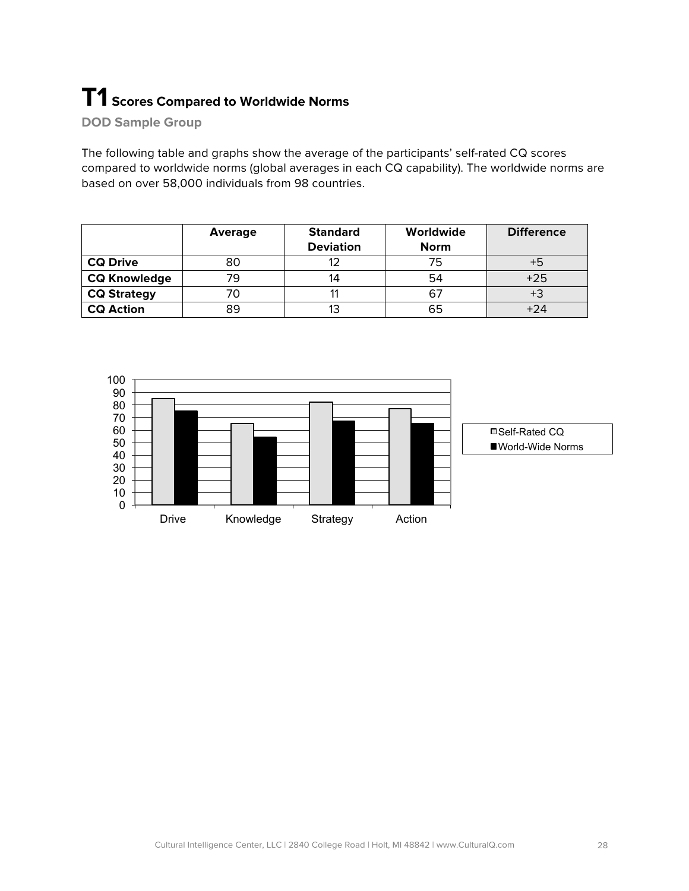# T1 Scores Compared to Worldwide Norms

**DOD Sample Group**

The following table and graphs show the average of the participants' self-rated CQ scores compared to worldwide norms (global averages in each CQ capability). The worldwide norms are based on over 58,000 individuals from 98 countries.

| | Average | Standard Deviation | Worldwide Norm | Difference |
|---|---|---|---|---|
| **CQ Drive** | 80 | 12 | 75 | +5 |
| **CQ Knowledge** | 79 | 14 | 54 | +25 |
| **CQ Strategy** | 70 | 11 | 67 | +3 |
| **CQ Action** | 89 | 13 | 65 | +24 |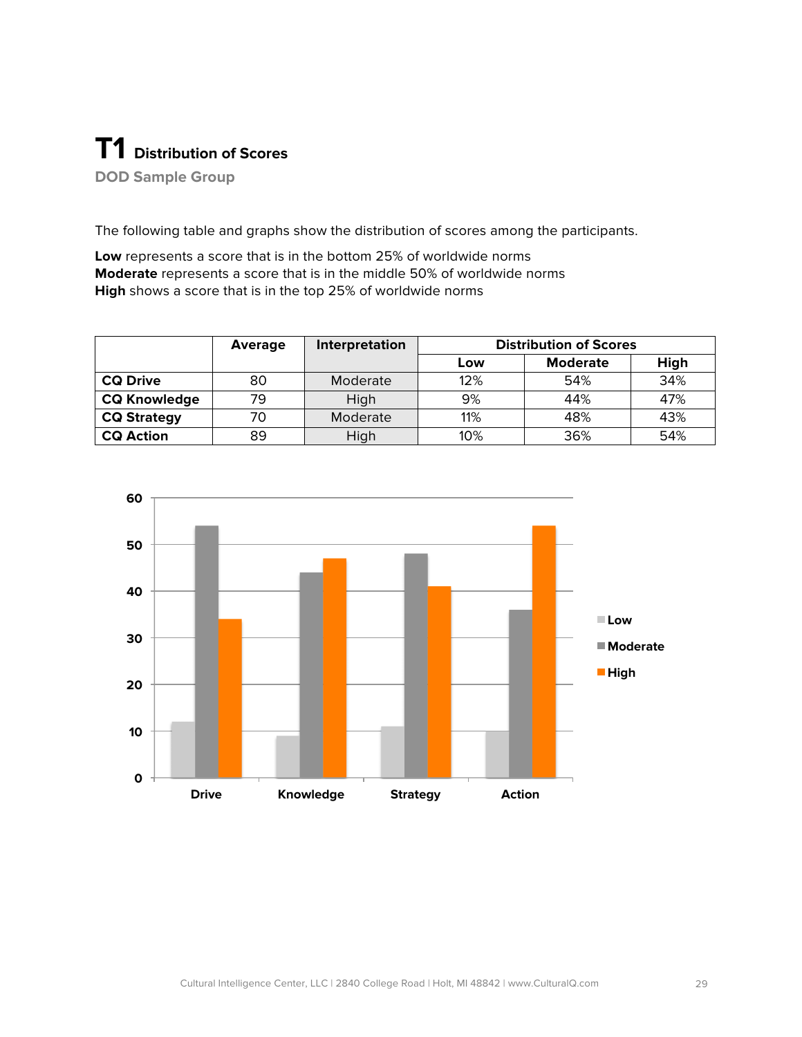# T1 Distribution of Scores

**DOD Sample Group**

The following table and graphs show the distribution of scores among the participants.

**Low** represents a score that is in the bottom 25% of worldwide norms
**Moderate** represents a score that is in the middle 50% of worldwide norms
**High** shows a score that is in the top 25% of worldwide norms

| | Average | Interpretation | Distribution of Scores | | |
|---|---|---|---|---|---|
| | | | Low | Moderate | High |
| **CQ Drive** | 80 | Moderate | 12% | 54% | 34% |
| **CQ Knowledge** | 79 | High | 9% | 44% | 47% |
| **CQ Strategy** | 70 | Moderate | 11% | 48% | 43% |
| **CQ Action** | 89 | High | 10% | 36% | 54% |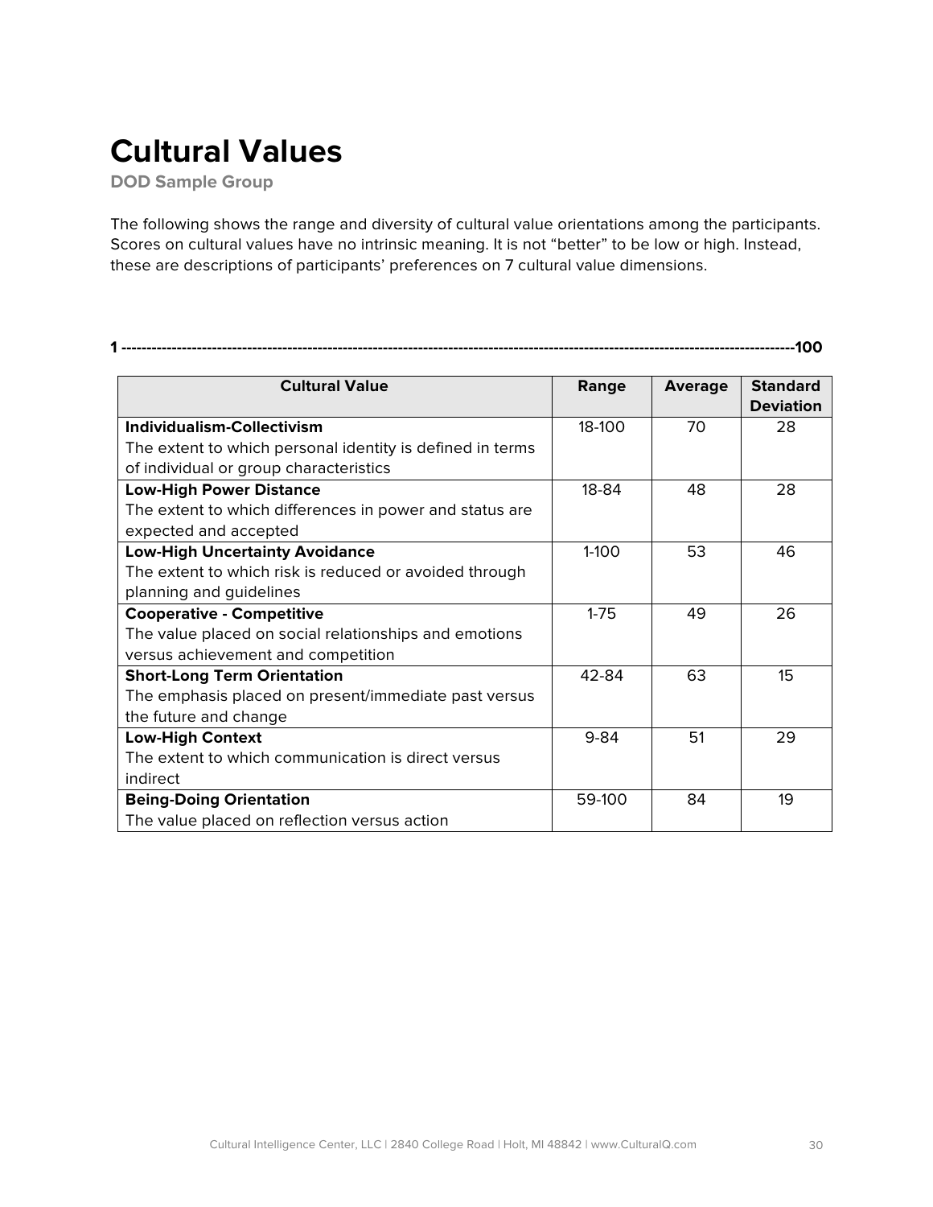# Cultural Values

**DOD Sample Group**

The following shows the range and diversity of cultural value orientations among the participants. Scores on cultural values have no intrinsic meaning. It is not “better” to be low or high. Instead, these are descriptions of participants’ preferences on 7 cultural value dimensions.

**1 ---------------------------------------------------------------------------------------------------------------------------------100**

| Cultural Value | Range | Average | Standard Deviation |
|---|---|---|---|
| **Individualism-Collectivism**<br>The extent to which personal identity is defined in terms of individual or group characteristics | 18-100 | 70 | 28 |
| **Low-High Power Distance**<br>The extent to which differences in power and status are expected and accepted | 18-84 | 48 | 28 |
| **Low-High Uncertainty Avoidance**<br>The extent to which risk is reduced or avoided through planning and guidelines | 1-100 | 53 | 46 |
| **Cooperative - Competitive**<br>The value placed on social relationships and emotions versus achievement and competition | 1-75 | 49 | 26 |
| **Short-Long Term Orientation**<br>The emphasis placed on present/immediate past versus the future and change | 42-84 | 63 | 15 |
| **Low-High Context**<br>The extent to which communication is direct versus indirect | 9-84 | 51 | 29 |
| **Being-Doing Orientation**<br>The value placed on reflection versus action | 59-100 | 84 | 19 |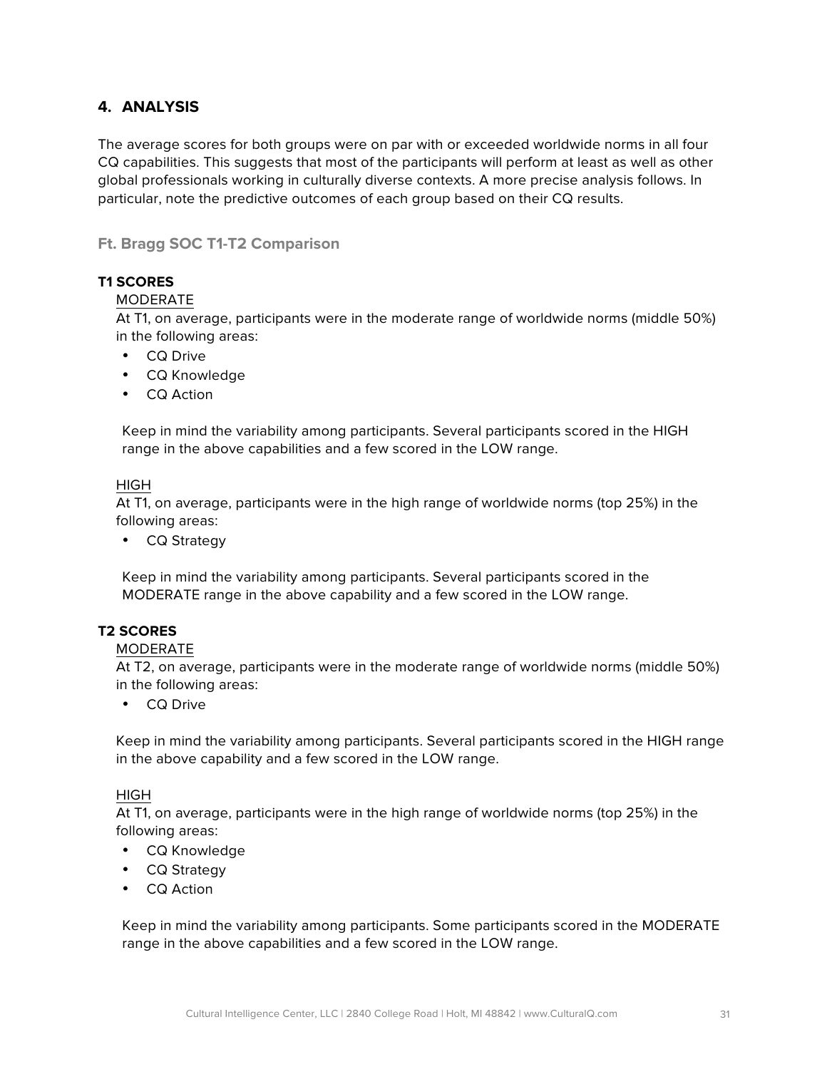## 4. ANALYSIS

The average scores for both groups were on par with or exceeded worldwide norms in all four CQ capabilities. This suggests that most of the participants will perform at least as well as other global professionals working in culturally diverse contexts. A more precise analysis follows. In particular, note the predictive outcomes of each group based on their CQ results.

### Ft. Bragg SOC T1-T2 Comparison

**T1 SCORES**

MODERATE

At T1, on average, participants were in the moderate range of worldwide norms (middle 50%) in the following areas:

- CQ Drive
- CQ Knowledge
- CQ Action

Keep in mind the variability among participants. Several participants scored in the HIGH range in the above capabilities and a few scored in the LOW range.

HIGH

At T1, on average, participants were in the high range of worldwide norms (top 25%) in the following areas:

- CQ Strategy

Keep in mind the variability among participants. Several participants scored in the MODERATE range in the above capability and a few scored in the LOW range.

**T2 SCORES**

MODERATE

At T2, on average, participants were in the moderate range of worldwide norms (middle 50%) in the following areas:

- CQ Drive

Keep in mind the variability among participants. Several participants scored in the HIGH range in the above capability and a few scored in the LOW range.

HIGH

At T1, on average, participants were in the high range of worldwide norms (top 25%) in the following areas:

- CQ Knowledge
- CQ Strategy
- CQ Action

Keep in mind the variability among participants. Some participants scored in the MODERATE range in the above capabilities and a few scored in the LOW range.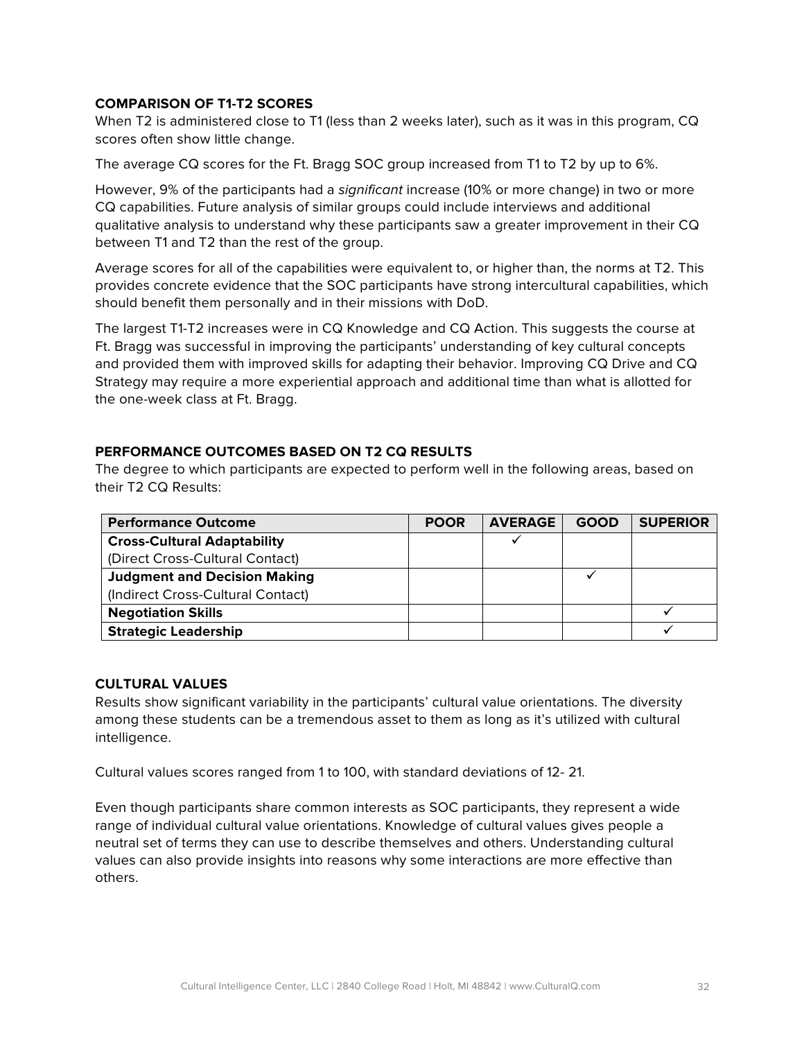### COMPARISON OF T1-T2 SCORES

When T2 is administered close to T1 (less than 2 weeks later), such as it was in this program, CQ scores often show little change.

The average CQ scores for the Ft. Bragg SOC group increased from T1 to T2 by up to 6%.

However, 9% of the participants had a *significant* increase (10% or more change) in two or more CQ capabilities. Future analysis of similar groups could include interviews and additional qualitative analysis to understand why these participants saw a greater improvement in their CQ between T1 and T2 than the rest of the group.

Average scores for all of the capabilities were equivalent to, or higher than, the norms at T2. This provides concrete evidence that the SOC participants have strong intercultural capabilities, which should benefit them personally and in their missions with DoD.

The largest T1-T2 increases were in CQ Knowledge and CQ Action. This suggests the course at Ft. Bragg was successful in improving the participants' understanding of key cultural concepts and provided them with improved skills for adapting their behavior. Improving CQ Drive and CQ Strategy may require a more experiential approach and additional time than what is allotted for the one-week class at Ft. Bragg.

### PERFORMANCE OUTCOMES BASED ON T2 CQ RESULTS

The degree to which participants are expected to perform well in the following areas, based on their T2 CQ Results:

| Performance Outcome | POOR | AVERAGE | GOOD | SUPERIOR |
|---|---|---|---|---|
| **Cross-Cultural Adaptability** (Direct Cross-Cultural Contact) | | ✓ | | |
| **Judgment and Decision Making** (Indirect Cross-Cultural Contact) | | | ✓ | |
| **Negotiation Skills** | | | | ✓ |
| **Strategic Leadership** | | | | ✓ |

### CULTURAL VALUES

Results show significant variability in the participants' cultural value orientations. The diversity among these students can be a tremendous asset to them as long as it's utilized with cultural intelligence.

Cultural values scores ranged from 1 to 100, with standard deviations of 12- 21.

Even though participants share common interests as SOC participants, they represent a wide range of individual cultural value orientations. Knowledge of cultural values gives people a neutral set of terms they can use to describe themselves and others. Understanding cultural values can also provide insights into reasons why some interactions are more effective than others.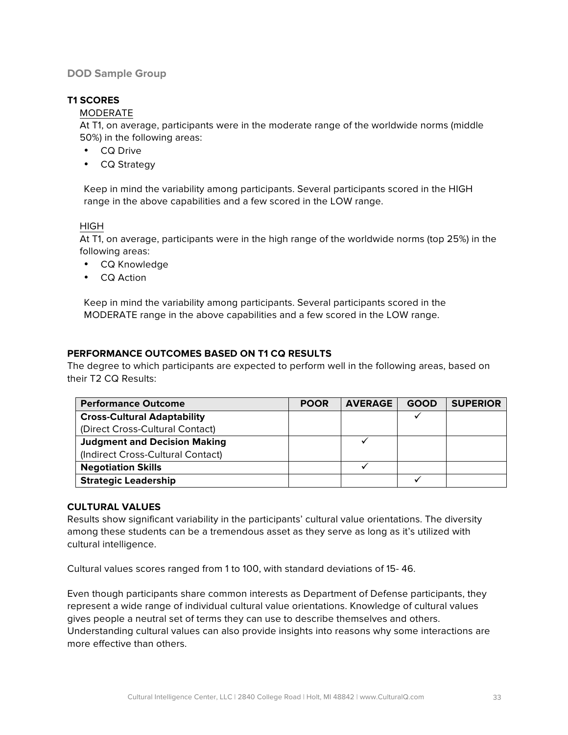### DOD Sample Group

**T1 SCORES**

MODERATE

At T1, on average, participants were in the moderate range of the worldwide norms (middle 50%) in the following areas:

- CQ Drive
- CQ Strategy

Keep in mind the variability among participants. Several participants scored in the HIGH range in the above capabilities and a few scored in the LOW range.

HIGH

At T1, on average, participants were in the high range of the worldwide norms (top 25%) in the following areas:

- CQ Knowledge
- CQ Action

Keep in mind the variability among participants. Several participants scored in the MODERATE range in the above capabilities and a few scored in the LOW range.

**PERFORMANCE OUTCOMES BASED ON T1 CQ RESULTS**

The degree to which participants are expected to perform well in the following areas, based on their T2 CQ Results:

| Performance Outcome | POOR | AVERAGE | GOOD | SUPERIOR |
|---|---|---|---|---|
| **Cross-Cultural Adaptability** (Direct Cross-Cultural Contact) | | | ✓ | |
| **Judgment and Decision Making** (Indirect Cross-Cultural Contact) | | ✓ | | |
| **Negotiation Skills** | | ✓ | | |
| **Strategic Leadership** | | | ✓ | |

**CULTURAL VALUES**

Results show significant variability in the participants' cultural value orientations. The diversity among these students can be a tremendous asset as they serve as long as it's utilized with cultural intelligence.

Cultural values scores ranged from 1 to 100, with standard deviations of 15- 46.

Even though participants share common interests as Department of Defense participants, they represent a wide range of individual cultural value orientations. Knowledge of cultural values gives people a neutral set of terms they can use to describe themselves and others. Understanding cultural values can also provide insights into reasons why some interactions are more effective than others.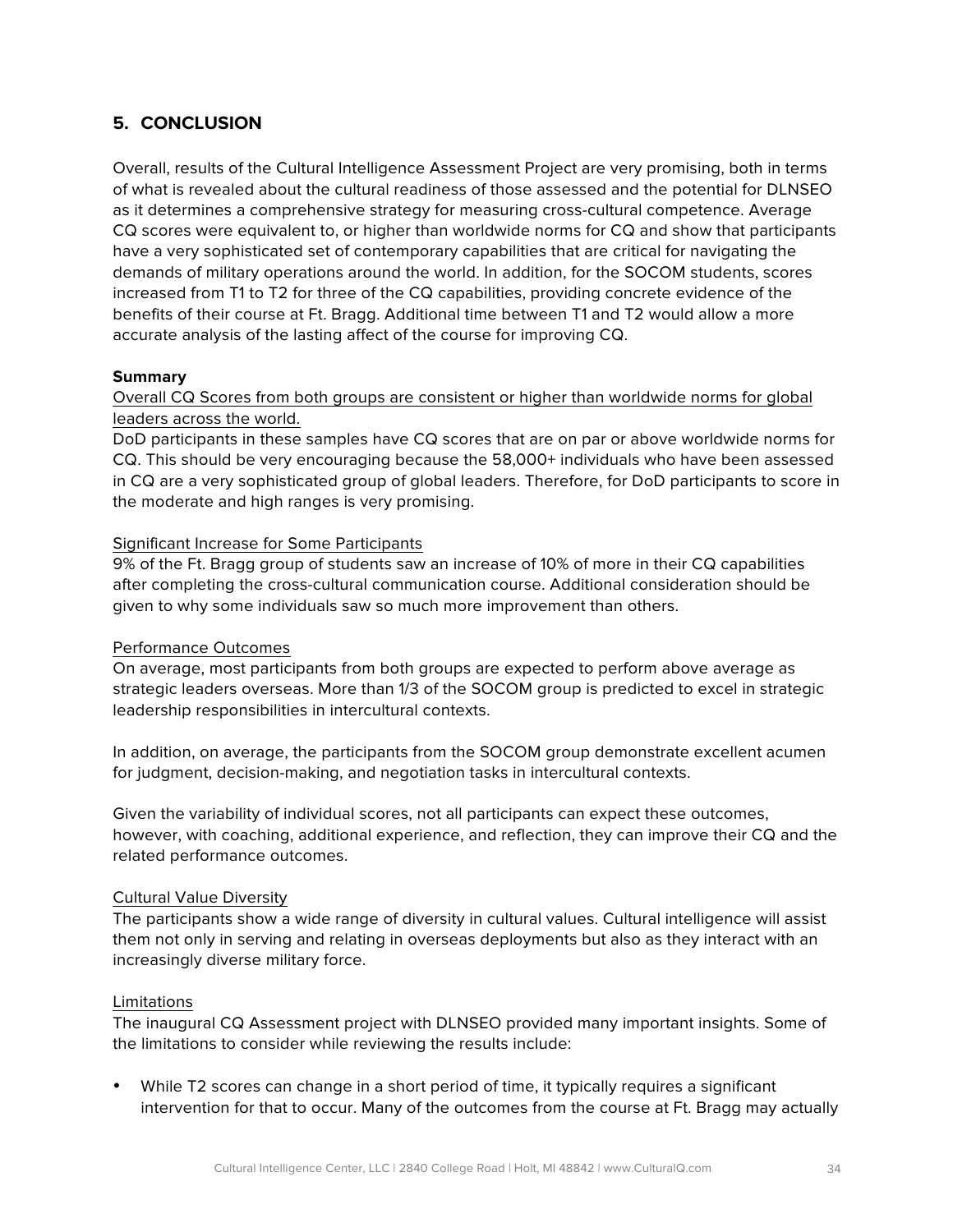## 5. CONCLUSION

Overall, results of the Cultural Intelligence Assessment Project are very promising, both in terms of what is revealed about the cultural readiness of those assessed and the potential for DLNSEO as it determines a comprehensive strategy for measuring cross-cultural competence. Average CQ scores were equivalent to, or higher than worldwide norms for CQ and show that participants have a very sophisticated set of contemporary capabilities that are critical for navigating the demands of military operations around the world. In addition, for the SOCOM students, scores increased from T1 to T2 for three of the CQ capabilities, providing concrete evidence of the benefits of their course at Ft. Bragg. Additional time between T1 and T2 would allow a more accurate analysis of the lasting affect of the course for improving CQ.

**Summary**

Overall CQ Scores from both groups are consistent or higher than worldwide norms for global leaders across the world.

DoD participants in these samples have CQ scores that are on par or above worldwide norms for CQ. This should be very encouraging because the 58,000+ individuals who have been assessed in CQ are a very sophisticated group of global leaders. Therefore, for DoD participants to score in the moderate and high ranges is very promising.

Significant Increase for Some Participants

9% of the Ft. Bragg group of students saw an increase of 10% of more in their CQ capabilities after completing the cross-cultural communication course. Additional consideration should be given to why some individuals saw so much more improvement than others.

Performance Outcomes

On average, most participants from both groups are expected to perform above average as strategic leaders overseas. More than 1/3 of the SOCOM group is predicted to excel in strategic leadership responsibilities in intercultural contexts.

In addition, on average, the participants from the SOCOM group demonstrate excellent acumen for judgment, decision-making, and negotiation tasks in intercultural contexts.

Given the variability of individual scores, not all participants can expect these outcomes, however, with coaching, additional experience, and reflection, they can improve their CQ and the related performance outcomes.

Cultural Value Diversity

The participants show a wide range of diversity in cultural values. Cultural intelligence will assist them not only in serving and relating in overseas deployments but also as they interact with an increasingly diverse military force.

Limitations

The inaugural CQ Assessment project with DLNSEO provided many important insights. Some of the limitations to consider while reviewing the results include:

- While T2 scores can change in a short period of time, it typically requires a significant intervention for that to occur. Many of the outcomes from the course at Ft. Bragg may actually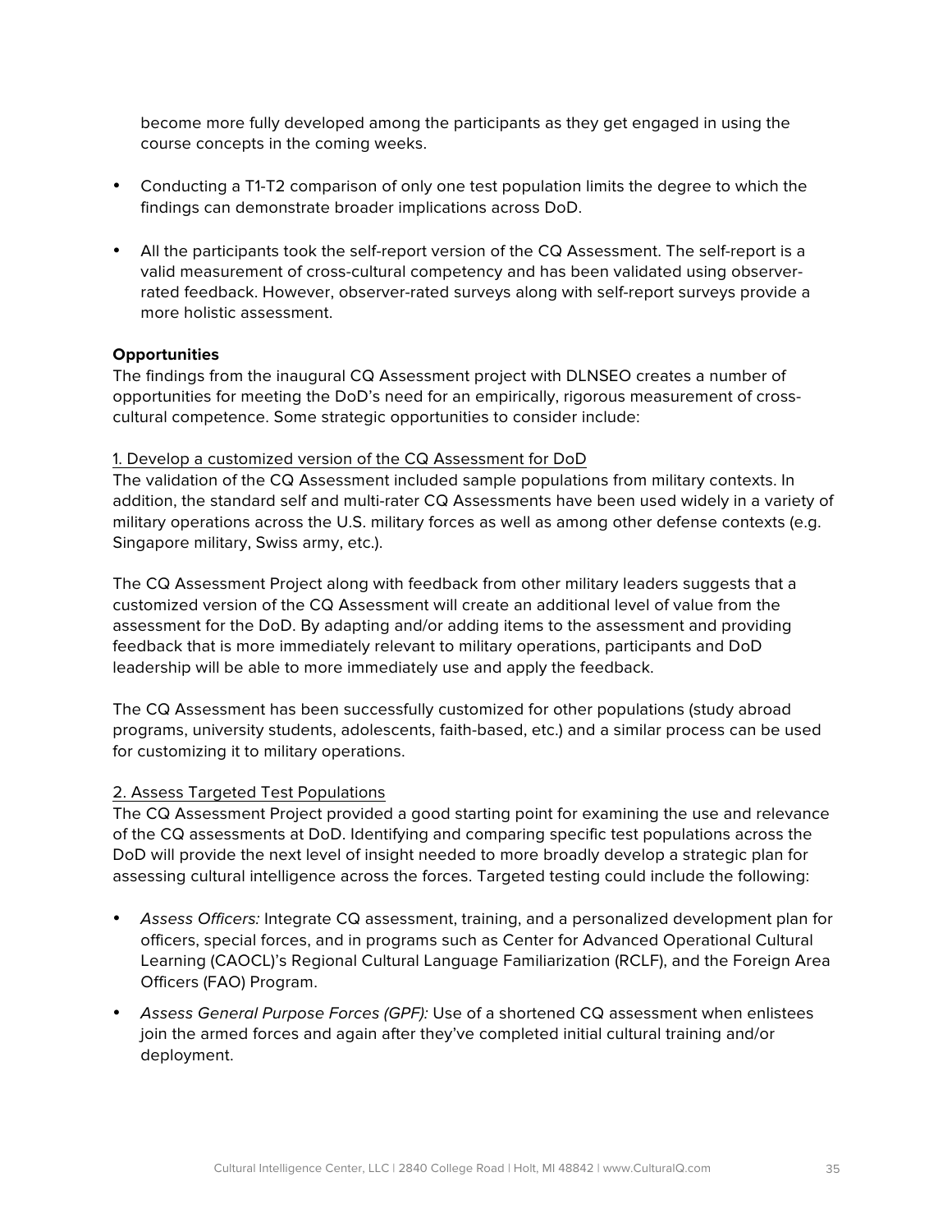become more fully developed among the participants as they get engaged in using the course concepts in the coming weeks.

- Conducting a T1-T2 comparison of only one test population limits the degree to which the findings can demonstrate broader implications across DoD.

- All the participants took the self-report version of the CQ Assessment. The self-report is a valid measurement of cross-cultural competency and has been validated using observer-rated feedback. However, observer-rated surveys along with self-report surveys provide a more holistic assessment.

**Opportunities**

The findings from the inaugural CQ Assessment project with DLNSEO creates a number of opportunities for meeting the DoD's need for an empirically, rigorous measurement of cross-cultural competence. Some strategic opportunities to consider include:

<u>1. Develop a customized version of the CQ Assessment for DoD</u>

The validation of the CQ Assessment included sample populations from military contexts. In addition, the standard self and multi-rater CQ Assessments have been used widely in a variety of military operations across the U.S. military forces as well as among other defense contexts (e.g. Singapore military, Swiss army, etc.).

The CQ Assessment Project along with feedback from other military leaders suggests that a customized version of the CQ Assessment will create an additional level of value from the assessment for the DoD. By adapting and/or adding items to the assessment and providing feedback that is more immediately relevant to military operations, participants and DoD leadership will be able to more immediately use and apply the feedback.

The CQ Assessment has been successfully customized for other populations (study abroad programs, university students, adolescents, faith-based, etc.) and a similar process can be used for customizing it to military operations.

<u>2. Assess Targeted Test Populations</u>

The CQ Assessment Project provided a good starting point for examining the use and relevance of the CQ assessments at DoD. Identifying and comparing specific test populations across the DoD will provide the next level of insight needed to more broadly develop a strategic plan for assessing cultural intelligence across the forces. Targeted testing could include the following:

- *Assess Officers:* Integrate CQ assessment, training, and a personalized development plan for officers, special forces, and in programs such as Center for Advanced Operational Cultural Learning (CAOCL)'s Regional Cultural Language Familiarization (RCLF), and the Foreign Area Officers (FAO) Program.
- *Assess General Purpose Forces (GPF):* Use of a shortened CQ assessment when enlistees join the armed forces and again after they've completed initial cultural training and/or deployment.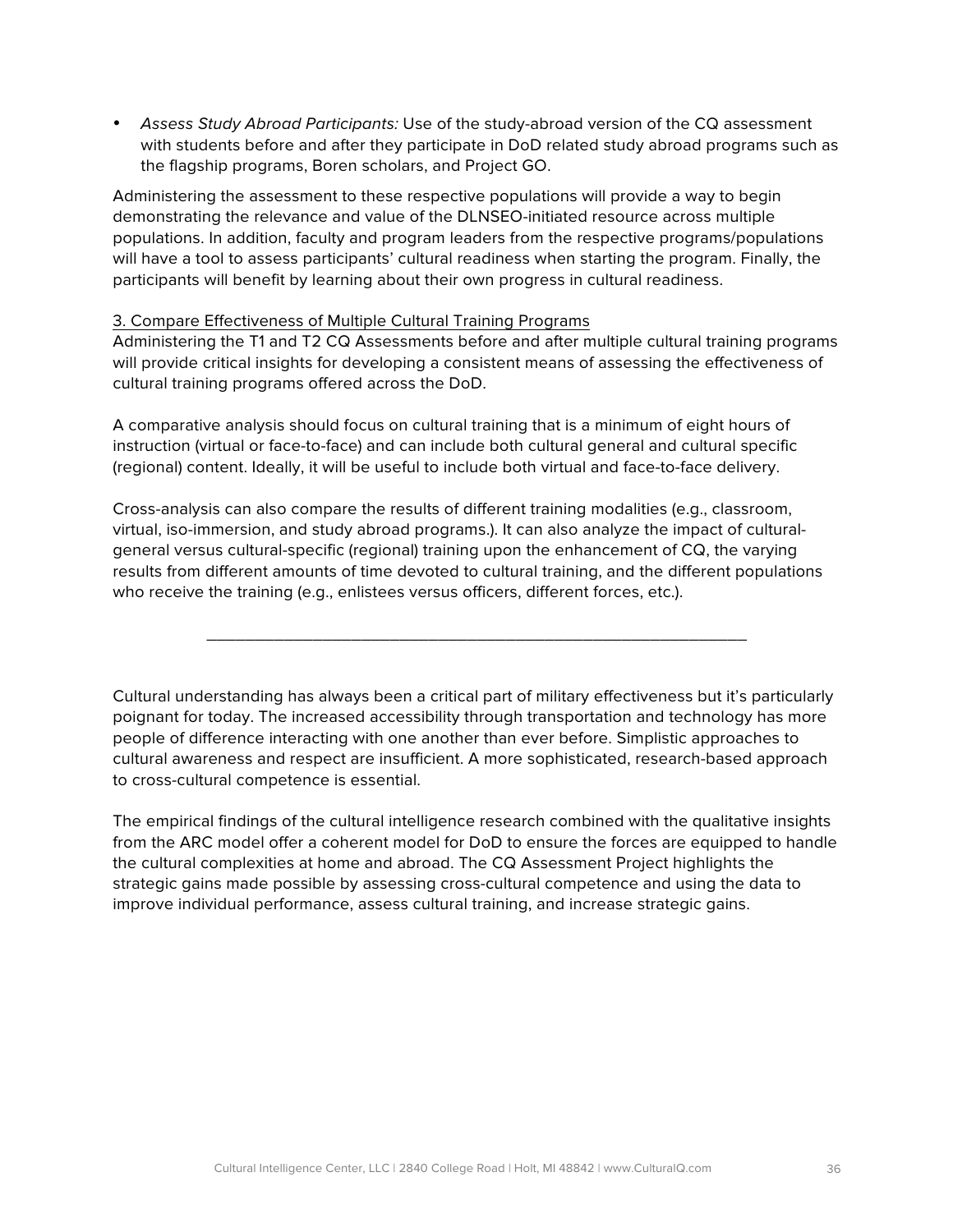- *Assess Study Abroad Participants:* Use of the study-abroad version of the CQ assessment with students before and after they participate in DoD related study abroad programs such as the flagship programs, Boren scholars, and Project GO.

Administering the assessment to these respective populations will provide a way to begin demonstrating the relevance and value of the DLNSEO-initiated resource across multiple populations. In addition, faculty and program leaders from the respective programs/populations will have a tool to assess participants' cultural readiness when starting the program. Finally, the participants will benefit by learning about their own progress in cultural readiness.

<u>3. Compare Effectiveness of Multiple Cultural Training Programs</u>

Administering the T1 and T2 CQ Assessments before and after multiple cultural training programs will provide critical insights for developing a consistent means of assessing the effectiveness of cultural training programs offered across the DoD.

A comparative analysis should focus on cultural training that is a minimum of eight hours of instruction (virtual or face-to-face) and can include both cultural general and cultural specific (regional) content. Ideally, it will be useful to include both virtual and face-to-face delivery.

Cross-analysis can also compare the results of different training modalities (e.g., classroom, virtual, iso-immersion, and study abroad programs.). It can also analyze the impact of cultural-general versus cultural-specific (regional) training upon the enhancement of CQ, the varying results from different amounts of time devoted to cultural training, and the different populations who receive the training (e.g., enlistees versus officers, different forces, etc.).

---

Cultural understanding has always been a critical part of military effectiveness but it's particularly poignant for today. The increased accessibility through transportation and technology has more people of difference interacting with one another than ever before. Simplistic approaches to cultural awareness and respect are insufficient. A more sophisticated, research-based approach to cross-cultural competence is essential.

The empirical findings of the cultural intelligence research combined with the qualitative insights from the ARC model offer a coherent model for DoD to ensure the forces are equipped to handle the cultural complexities at home and abroad. The CQ Assessment Project highlights the strategic gains made possible by assessing cross-cultural competence and using the data to improve individual performance, assess cultural training, and increase strategic gains.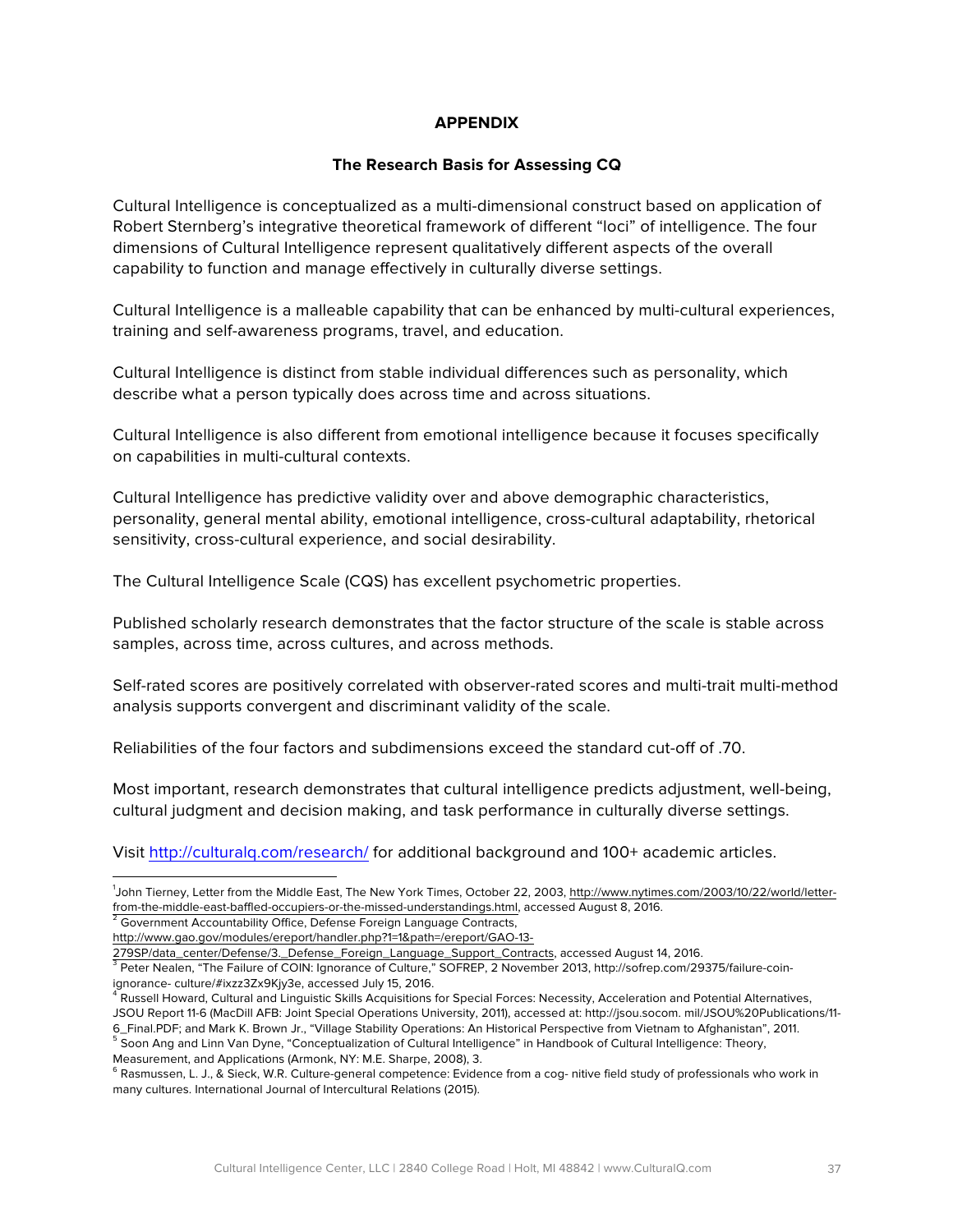## APPENDIX

### The Research Basis for Assessing CQ

Cultural Intelligence is conceptualized as a multi-dimensional construct based on application of Robert Sternberg's integrative theoretical framework of different "loci" of intelligence. The four dimensions of Cultural Intelligence represent qualitatively different aspects of the overall capability to function and manage effectively in culturally diverse settings.

Cultural Intelligence is a malleable capability that can be enhanced by multi-cultural experiences, training and self-awareness programs, travel, and education.

Cultural Intelligence is distinct from stable individual differences such as personality, which describe what a person typically does across time and across situations.

Cultural Intelligence is also different from emotional intelligence because it focuses specifically on capabilities in multi-cultural contexts.

Cultural Intelligence has predictive validity over and above demographic characteristics, personality, general mental ability, emotional intelligence, cross-cultural adaptability, rhetorical sensitivity, cross-cultural experience, and social desirability.

The Cultural Intelligence Scale (CQS) has excellent psychometric properties.

Published scholarly research demonstrates that the factor structure of the scale is stable across samples, across time, across cultures, and across methods.

Self-rated scores are positively correlated with observer-rated scores and multi-trait multi-method analysis supports convergent and discriminant validity of the scale.

Reliabilities of the four factors and subdimensions exceed the standard cut-off of .70.

Most important, research demonstrates that cultural intelligence predicts adjustment, well-being, cultural judgment and decision making, and task performance in culturally diverse settings.

Visit http://culturalq.com/research/ for additional background and 100+ academic articles.

---

[1] John Tierney, Letter from the Middle East, The New York Times, October 22, 2003, http://www.nytimes.com/2003/10/22/world/letter-from-the-middle-east-baffled-occupiers-or-the-missed-understandings.html, accessed August 8, 2016.

[2] Government Accountability Office, Defense Foreign Language Contracts, http://www.gao.gov/modules/ereport/handler.php?1=1&path=/ereport/GAO-13-279SP/data_center/Defense/3._Defense_Foreign_Language_Support_Contracts, accessed August 14, 2016.

[3] Peter Nealen, "The Failure of COIN: Ignorance of Culture," SOFREP, 2 November 2013, http://sofrep.com/29375/failure-coin-ignorance- culture/#ixzz3Zx9Kjy3e, accessed July 15, 2016.

[4] Russell Howard, Cultural and Linguistic Skills Acquisitions for Special Forces: Necessity, Acceleration and Potential Alternatives, JSOU Report 11-6 (MacDill AFB: Joint Special Operations University, 2011), accessed at: http://jsou.socom. mil/JSOU%20Publications/11-6_Final.PDF; and Mark K. Brown Jr., "Village Stability Operations: An Historical Perspective from Vietnam to Afghanistan", 2011.

[5] Soon Ang and Linn Van Dyne, "Conceptualization of Cultural Intelligence" in Handbook of Cultural Intelligence: Theory, Measurement, and Applications (Armonk, NY: M.E. Sharpe, 2008), 3.

[6] Rasmussen, L. J., & Sieck, W.R. Culture-general competence: Evidence from a cog- nitive field study of professionals who work in many cultures. International Journal of Intercultural Relations (2015).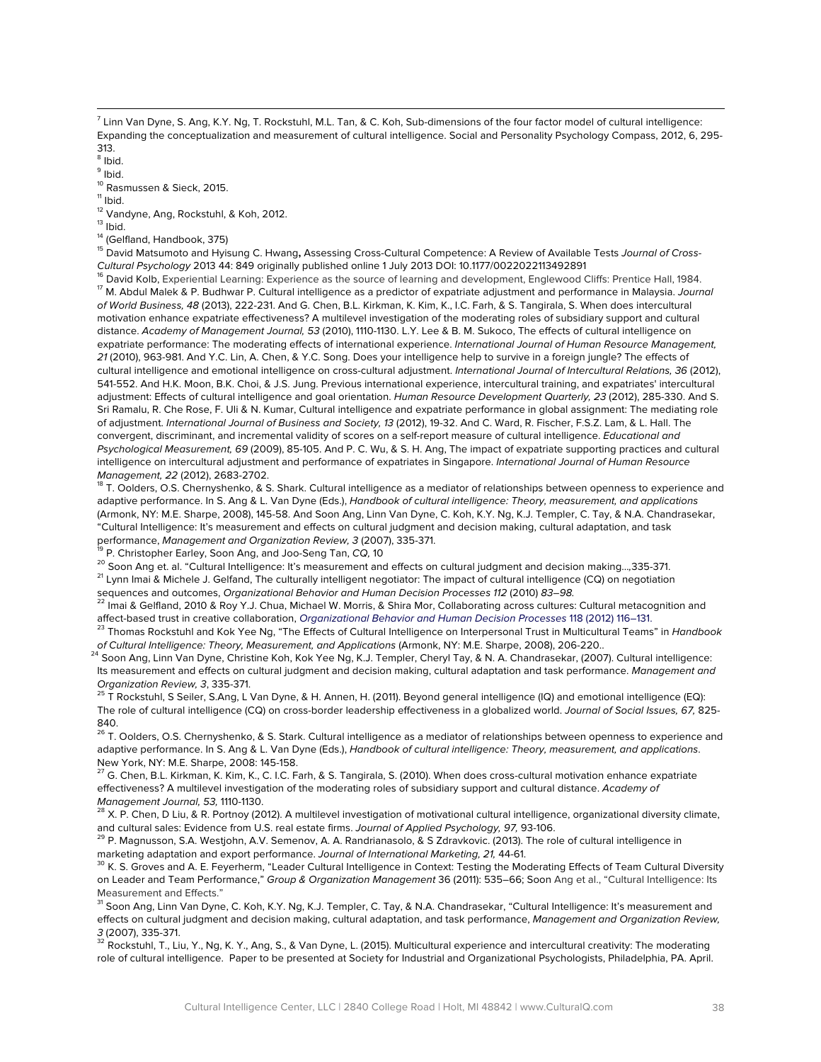[7] Linn Van Dyne, S. Ang, K.Y. Ng, T. Rockstuhl, M.L. Tan, & C. Koh, Sub-dimensions of the four factor model of cultural intelligence: Expanding the conceptualization and measurement of cultural intelligence. Social and Personality Psychology Compass, 2012, 6, 295-313.

[8] Ibid.

[9] Ibid.

[10] Rasmussen & Sieck, 2015.

[11] Ibid.

[12] Vandyne, Ang, Rockstuhl, & Koh, 2012.

[13] Ibid.

[14] (Gelfland, Handbook, 375)

[15] David Matsumoto and Hyisung C. Hwang**,** Assessing Cross-Cultural Competence: A Review of Available Tests *Journal of Cross-Cultural Psychology* 2013 44: 849 originally published online 1 July 2013 DOI: 10.1177/0022022113492891

[16] David Kolb, Experiential Learning: Experience as the source of learning and development, Englewood Cliffs: Prentice Hall, 1984.

[17] M. Abdul Malek & P. Budhwar P. Cultural intelligence as a predictor of expatriate adjustment and performance in Malaysia. *Journal of World Business, 48* (2013), 222-231. And G. Chen, B.L. Kirkman, K. Kim, K., I.C. Farh, & S. Tangirala, S. When does intercultural motivation enhance expatriate effectiveness? A multilevel investigation of the moderating roles of subsidiary support and cultural distance. *Academy of Management Journal, 53* (2010), 1110-1130. L.Y. Lee & B. M. Sukoco, The effects of cultural intelligence on expatriate performance: The moderating effects of international experience. *International Journal of Human Resource Management, 21* (2010), 963-981. And Y.C. Lin, A. Chen, & Y.C. Song. Does your intelligence help to survive in a foreign jungle? The effects of cultural intelligence and emotional intelligence on cross-cultural adjustment. *International Journal of Intercultural Relations, 36* (2012), 541-552. And H.K. Moon, B.K. Choi, & J.S. Jung. Previous international experience, intercultural training, and expatriates' intercultural adjustment: Effects of cultural intelligence and goal orientation. *Human Resource Development Quarterly, 23* (2012), 285-330. And S. Sri Ramalu, R. Che Rose, F. Uli & N. Kumar, Cultural intelligence and expatriate performance in global assignment: The mediating role of adjustment. *International Journal of Business and Society, 13* (2012), 19-32. And C. Ward, R. Fischer, F.S.Z. Lam, & L. Hall. The convergent, discriminant, and incremental validity of scores on a self-report measure of cultural intelligence. *Educational and Psychological Measurement, 69* (2009), 85-105. And P. C. Wu, & S. H. Ang, The impact of expatriate supporting practices and cultural intelligence on intercultural adjustment and performance of expatriates in Singapore. *International Journal of Human Resource Management, 22* (2012), 2683-2702.

[18] T. Oolders, O.S. Chernyshenko, & S. Shark. Cultural intelligence as a mediator of relationships between openness to experience and adaptive performance. In S. Ang & L. Van Dyne (Eds.), *Handbook of cultural intelligence: Theory, measurement, and applications* (Armonk, NY: M.E. Sharpe, 2008), 145-58. And Soon Ang, Linn Van Dyne, C. Koh, K.Y. Ng, K.J. Templer, C. Tay, & N.A. Chandrasekar, "Cultural Intelligence: It's measurement and effects on cultural judgment and decision making, cultural adaptation, and task performance, *Management and Organization Review, 3* (2007), 335-371.

[19] P. Christopher Earley, Soon Ang, and Joo-Seng Tan, *CQ,* 10

[20] Soon Ang et. al. "Cultural Intelligence: It's measurement and effects on cultural judgment and decision making...,335-371.

[21] Lynn Imai & Michele J. Gelfand, The culturally intelligent negotiator: The impact of cultural intelligence (CQ) on negotiation sequences and outcomes, *Organizational Behavior and Human Decision Processes 112* (2010) *83–98.*

[22] Imai & Gelfland, 2010 & Roy Y.J. Chua, Michael W. Morris, & Shira Mor, Collaborating across cultures: Cultural metacognition and affect-based trust in creative collaboration, *Organizational Behavior and Human Decision Processes* 118 (2012) 116–131.

[23] Thomas Rockstuhl and Kok Yee Ng, "The Effects of Cultural Intelligence on Interpersonal Trust in Multicultural Teams" in *Handbook of Cultural Intelligence: Theory, Measurement, and Applications* (Armonk, NY: M.E. Sharpe, 2008), 206-220..

[24] Soon Ang, Linn Van Dyne, Christine Koh, Kok Yee Ng, K.J. Templer, Cheryl Tay, & N. A. Chandrasekar, (2007). Cultural intelligence: Its measurement and effects on cultural judgment and decision making, cultural adaptation and task performance. *Management and Organization Review, 3*, 335-371.

[25] T Rockstuhl, S Seiler, S.Ang, L Van Dyne, & H. Annen, H. (2011). Beyond general intelligence (IQ) and emotional intelligence (EQ): The role of cultural intelligence (CQ) on cross-border leadership effectiveness in a globalized world. *Journal of Social Issues, 67,* 825-840.

[26] T. Oolders, O.S. Chernyshenko, & S. Stark. Cultural intelligence as a mediator of relationships between openness to experience and adaptive performance. In S. Ang & L. Van Dyne (Eds.), *Handbook of cultural intelligence: Theory, measurement, and applications*. New York, NY: M.E. Sharpe, 2008: 145-158.

[27] G. Chen, B.L. Kirkman, K. Kim, K., C. I.C. Farh, & S. Tangirala, S. (2010). When does cross-cultural motivation enhance expatriate effectiveness? A multilevel investigation of the moderating roles of subsidiary support and cultural distance. *Academy of Management Journal, 53,* 1110-1130.

[28] X. P. Chen, D Liu, & R. Portnoy (2012). A multilevel investigation of motivational cultural intelligence, organizational diversity climate, and cultural sales: Evidence from U.S. real estate firms. *Journal of Applied Psychology, 97,* 93-106.

[29] P. Magnusson, S.A. Westjohn, A.V. Semenov, A. A. Randrianasolo, & S Zdravkovic. (2013). The role of cultural intelligence in marketing adaptation and export performance. *Journal of International Marketing, 21,* 44-61.

[30] K. S. Groves and A. E. Feyerherm, "Leader Cultural Intelligence in Context: Testing the Moderating Effects of Team Cultural Diversity on Leader and Team Performance," *Group & Organization Management* 36 (2011): 535–66; Soon Ang et al., "Cultural Intelligence: Its Measurement and Effects."

[31] Soon Ang, Linn Van Dyne, C. Koh, K.Y. Ng, K.J. Templer, C. Tay, & N.A. Chandrasekar, "Cultural Intelligence: It's measurement and effects on cultural judgment and decision making, cultural adaptation, and task performance, *Management and Organization Review, 3* (2007), 335-371.

[32] Rockstuhl, T., Liu, Y., Ng, K. Y., Ang, S., & Van Dyne, L. (2015). Multicultural experience and intercultural creativity: The moderating role of cultural intelligence. Paper to be presented at Society for Industrial and Organizational Psychologists, Philadelphia, PA. April.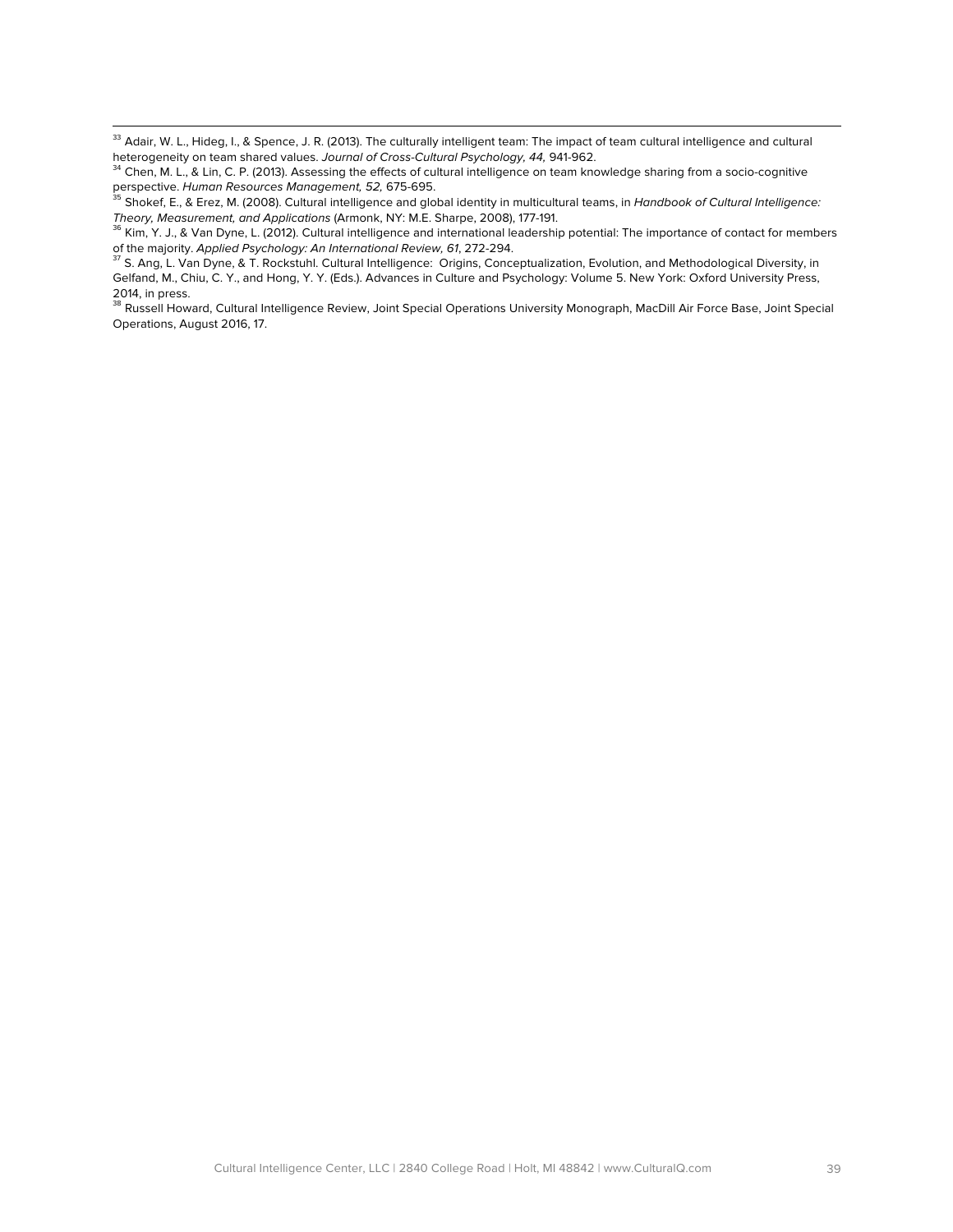[33] Adair, W. L., Hideg, I., & Spence, J. R. (2013). The culturally intelligent team: The impact of team cultural intelligence and cultural heterogeneity on team shared values. *Journal of Cross-Cultural Psychology, 44,* 941-962.

[34] Chen, M. L., & Lin, C. P. (2013). Assessing the effects of cultural intelligence on team knowledge sharing from a socio-cognitive perspective. *Human Resources Management, 52,* 675-695.

[35] Shokef, E., & Erez, M. (2008). Cultural intelligence and global identity in multicultural teams, in *Handbook of Cultural Intelligence: Theory, Measurement, and Applications* (Armonk, NY: M.E. Sharpe, 2008), 177-191.

[36] Kim, Y. J., & Van Dyne, L. (2012). Cultural intelligence and international leadership potential: The importance of contact for members of the majority. *Applied Psychology: An International Review, 61*, 272-294.

[37] S. Ang, L. Van Dyne, & T. Rockstuhl. Cultural Intelligence: Origins, Conceptualization, Evolution, and Methodological Diversity, in Gelfand, M., Chiu, C. Y., and Hong, Y. Y. (Eds.). Advances in Culture and Psychology: Volume 5. New York: Oxford University Press, 2014, in press.

[38] Russell Howard, Cultural Intelligence Review, Joint Special Operations University Monograph, MacDill Air Force Base, Joint Special Operations, August 2016, 17.